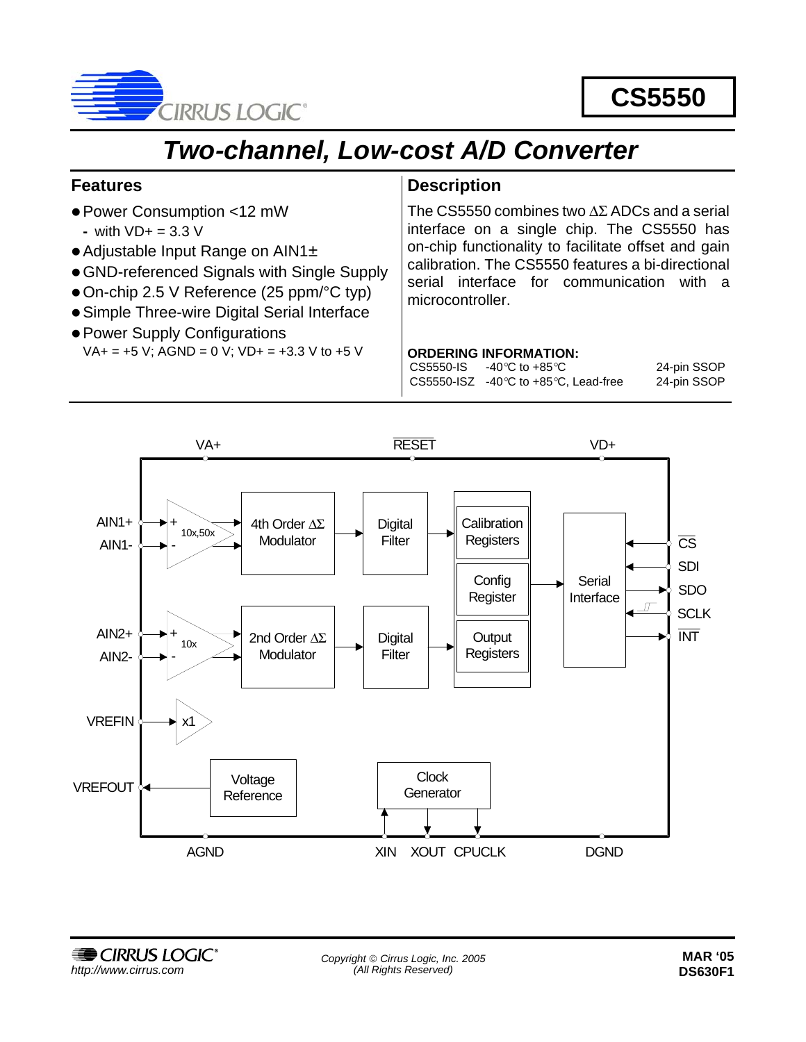# CS5550

## Two-channel, Low-cost A/D Converter

### Features

- Power Consumption <12 mW
  - with VD+ = 3.3 V
- Adjustable Input Range on AIN1±
- GND-referenced Signals with Single Supply
- On-chip 2.5 V Reference (25 ppm/°C typ)
- Simple Three-wire Digital Serial Interface
- Power Supply Configurations

  VA+ = +5 V; AGND = 0 V; VD+ = +3.3 V to +5 V

### Description

The CS5550 combines two ΔΣ ADCs and a serial interface on a single chip. The CS5550 has on-chip functionality to facilitate offset and gain calibration. The CS5550 features a bi-directional serial interface for communication with a microcontroller.

**ORDERING INFORMATION:**

| | | |
|---|---|---|
| CS5550-IS | -40°C to +85°C | 24-pin SSOP |
| CS5550-ISZ | -40°C to +85°C, Lead-free | 24-pin SSOP |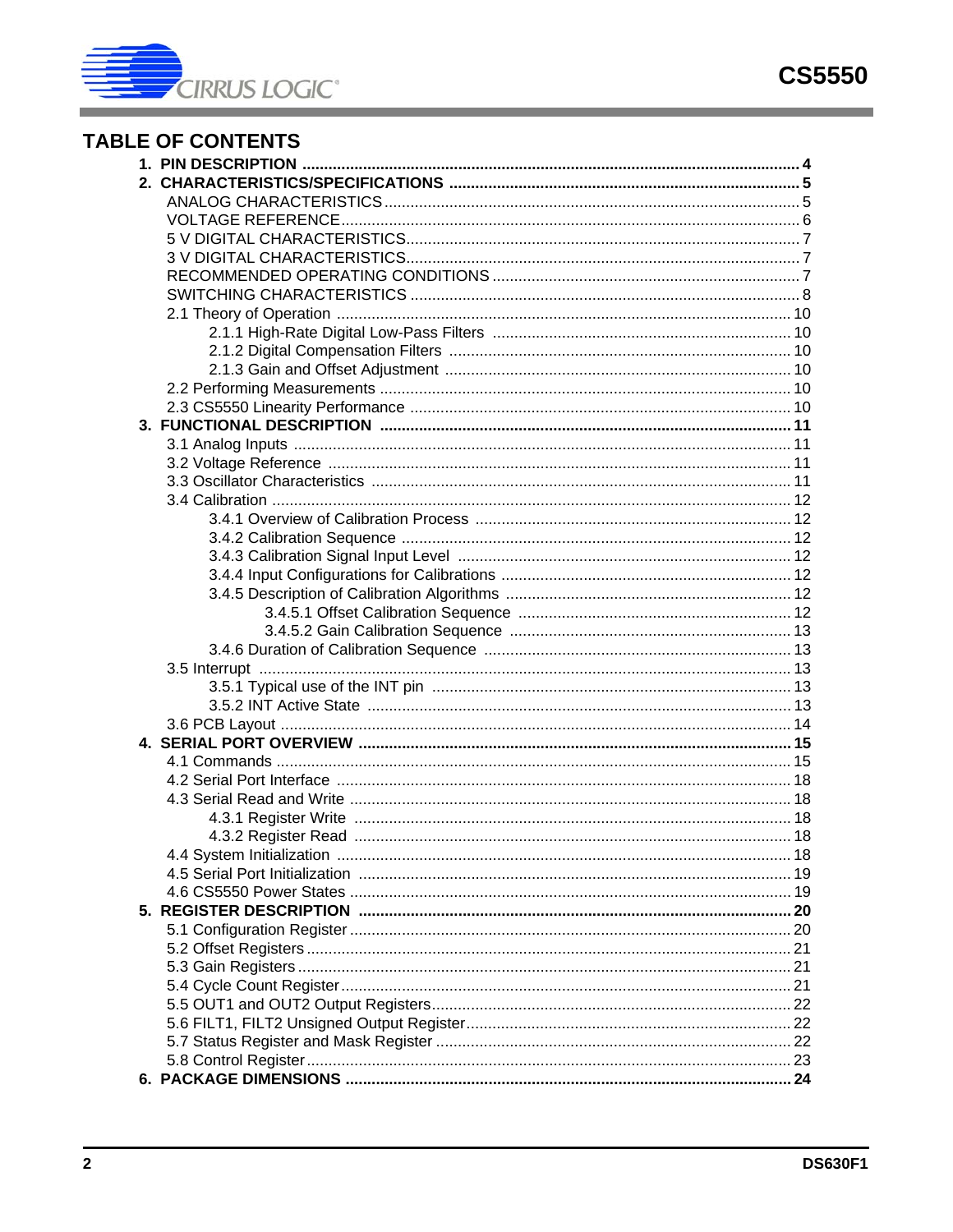## TABLE OF CONTENTS

- **1. PIN DESCRIPTION .......... 4**
- **2. CHARACTERISTICS/SPECIFICATIONS .......... 5**
  - ANALOG CHARACTERISTICS .......... 5
  - VOLTAGE REFERENCE .......... 6
  - 5 V DIGITAL CHARACTERISTICS .......... 7
  - 3 V DIGITAL CHARACTERISTICS .......... 7
  - RECOMMENDED OPERATING CONDITIONS .......... 7
  - SWITCHING CHARACTERISTICS .......... 8
  - 2.1 Theory of Operation .......... 10
    - 2.1.1 High-Rate Digital Low-Pass Filters .......... 10
    - 2.1.2 Digital Compensation Filters .......... 10
    - 2.1.3 Gain and Offset Adjustment .......... 10
  - 2.2 Performing Measurements .......... 10
  - 2.3 CS5550 Linearity Performance .......... 10
- **3. FUNCTIONAL DESCRIPTION .......... 11**
  - 3.1 Analog Inputs .......... 11
  - 3.2 Voltage Reference .......... 11
  - 3.3 Oscillator Characteristics .......... 11
  - 3.4 Calibration .......... 12
    - 3.4.1 Overview of Calibration Process .......... 12
    - 3.4.2 Calibration Sequence .......... 12
    - 3.4.3 Calibration Signal Input Level .......... 12
    - 3.4.4 Input Configurations for Calibrations .......... 12
    - 3.4.5 Description of Calibration Algorithms .......... 12
      - 3.4.5.1 Offset Calibration Sequence .......... 12
      - 3.4.5.2 Gain Calibration Sequence .......... 13
    - 3.4.6 Duration of Calibration Sequence .......... 13
  - 3.5 Interrupt .......... 13
    - 3.5.1 Typical use of the INT pin .......... 13
    - 3.5.2 INT Active State .......... 13
  - 3.6 PCB Layout .......... 14
- **4. SERIAL PORT OVERVIEW .......... 15**
  - 4.1 Commands .......... 15
  - 4.2 Serial Port Interface .......... 18
  - 4.3 Serial Read and Write .......... 18
    - 4.3.1 Register Write .......... 18
    - 4.3.2 Register Read .......... 18
  - 4.4 System Initialization .......... 18
  - 4.5 Serial Port Initialization .......... 19
  - 4.6 CS5550 Power States .......... 19
- **5. REGISTER DESCRIPTION .......... 20**
  - 5.1 Configuration Register .......... 20
  - 5.2 Offset Registers .......... 21
  - 5.3 Gain Registers .......... 21
  - 5.4 Cycle Count Register .......... 21
  - 5.5 OUT1 and OUT2 Output Registers .......... 22
  - 5.6 FILT1, FILT2 Unsigned Output Register .......... 22
  - 5.7 Status Register and Mask Register .......... 22
  - 5.8 Control Register .......... 23
- **6. PACKAGE DIMENSIONS .......... 24**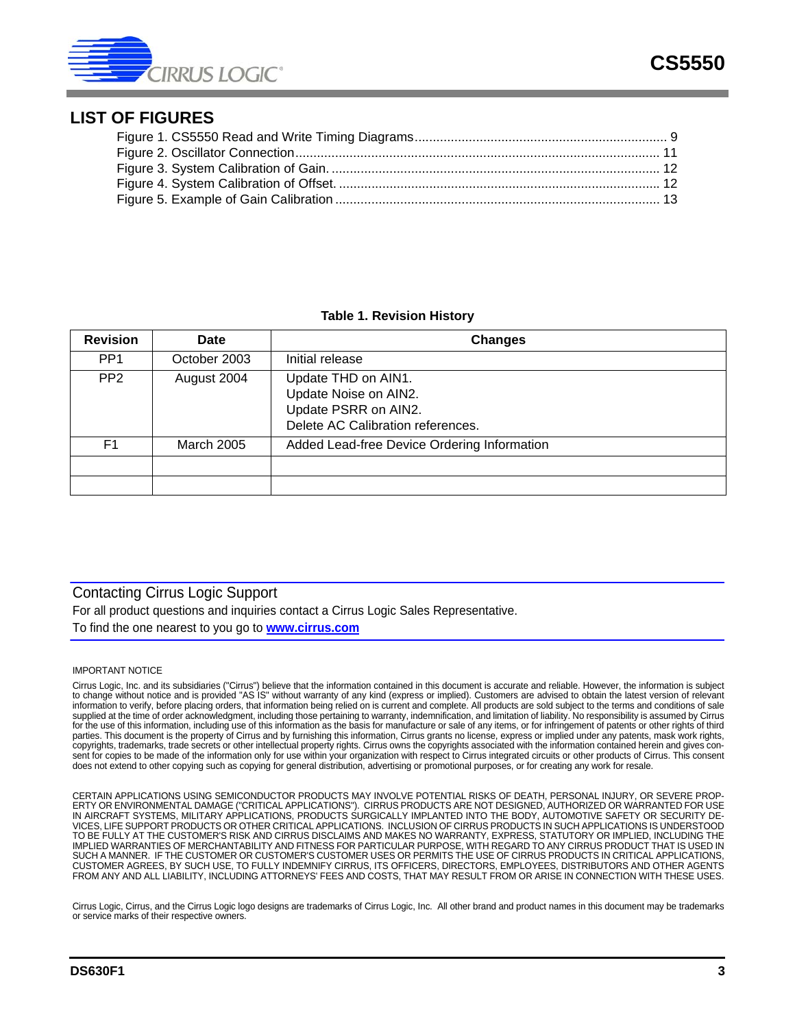## LIST OF FIGURES

Figure 1. CS5550 Read and Write Timing Diagrams ..................................................................... 9
Figure 2. Oscillator Connection .................................................................................................... 11
Figure 3. System Calibration of Gain. .......................................................................................... 12
Figure 4. System Calibration of Offset. ........................................................................................ 12
Figure 5. Example of Gain Calibration ......................................................................................... 13

**Table 1. Revision History**

| Revision | Date | Changes |
|---|---|---|
| PP1 | October 2003 | Initial release |
| PP2 | August 2004 | Update THD on AIN1.<br>Update Noise on AIN2.<br>Update PSRR on AIN2.<br>Delete AC Calibration references. |
| F1 | March 2005 | Added Lead-free Device Ordering Information |
| | | |
| | | |

### Contacting Cirrus Logic Support

For all product questions and inquiries contact a Cirrus Logic Sales Representative.
To find the one nearest to you go to **www.cirrus.com**

IMPORTANT NOTICE

Cirrus Logic, Inc. and its subsidiaries ("Cirrus") believe that the information contained in this document is accurate and reliable. However, the information is subject to change without notice and is provided "AS IS" without warranty of any kind (express or implied). Customers are advised to obtain the latest version of relevant information to verify, before placing orders, that information being relied on is current and complete. All products are sold subject to the terms and conditions of sale supplied at the time of order acknowledgment, including those pertaining to warranty, indemnification, and limitation of liability. No responsibility is assumed by Cirrus for the use of this information, including use of this information as the basis for manufacture or sale of any items, or for infringement of patents or other rights of third parties. This document is the property of Cirrus and by furnishing this information, Cirrus grants no license, express or implied under any patents, mask work rights, copyrights, trademarks, trade secrets or other intellectual property rights. Cirrus owns the copyrights associated with the information contained herein and gives consent for copies to be made of the information only for use within your organization with respect to Cirrus integrated circuits or other products of Cirrus. This consent does not extend to other copying such as copying for general distribution, advertising or promotional purposes, or for creating any work for resale.

CERTAIN APPLICATIONS USING SEMICONDUCTOR PRODUCTS MAY INVOLVE POTENTIAL RISKS OF DEATH, PERSONAL INJURY, OR SEVERE PROPERTY OR ENVIRONMENTAL DAMAGE ("CRITICAL APPLICATIONS"). CIRRUS PRODUCTS ARE NOT DESIGNED, AUTHORIZED OR WARRANTED FOR USE IN AIRCRAFT SYSTEMS, MILITARY APPLICATIONS, PRODUCTS SURGICALLY IMPLANTED INTO THE BODY, AUTOMOTIVE SAFETY OR SECURITY DEVICES, LIFE SUPPORT PRODUCTS OR OTHER CRITICAL APPLICATIONS. INCLUSION OF CIRRUS PRODUCTS IN SUCH APPLICATIONS IS UNDERSTOOD TO BE FULLY AT THE CUSTOMER'S RISK AND CIRRUS DISCLAIMS AND MAKES NO WARRANTY, EXPRESS, STATUTORY OR IMPLIED, INCLUDING THE IMPLIED WARRANTIES OF MERCHANTABILITY AND FITNESS FOR PARTICULAR PURPOSE, WITH REGARD TO ANY CIRRUS PRODUCT THAT IS USED IN SUCH A MANNER. IF THE CUSTOMER OR CUSTOMER'S CUSTOMER USES OR PERMITS THE USE OF CIRRUS PRODUCTS IN CRITICAL APPLICATIONS, CUSTOMER AGREES, BY SUCH USE, TO FULLY INDEMNIFY CIRRUS, ITS OFFICERS, DIRECTORS, EMPLOYEES, DISTRIBUTORS AND OTHER AGENTS FROM ANY AND ALL LIABILITY, INCLUDING ATTORNEYS' FEES AND COSTS, THAT MAY RESULT FROM OR ARISE IN CONNECTION WITH THESE USES.

Cirrus Logic, Cirrus, and the Cirrus Logic logo designs are trademarks of Cirrus Logic, Inc. All other brand and product names in this document may be trademarks or service marks of their respective owners.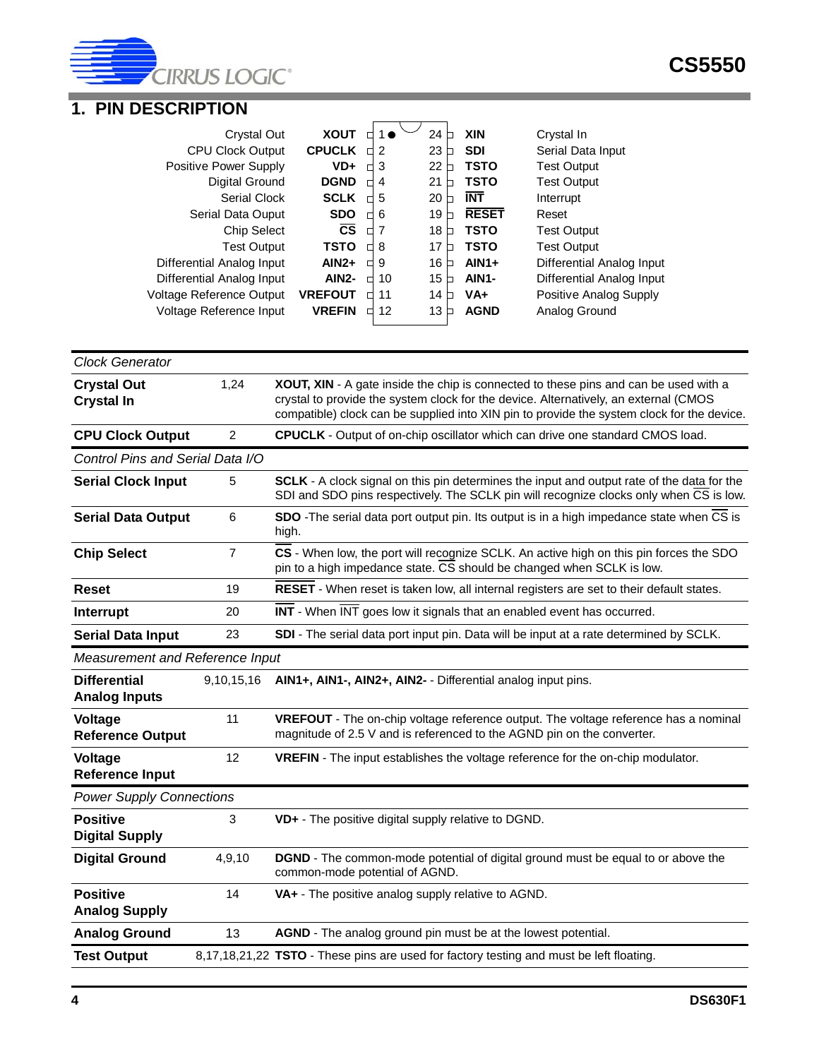## 1. PIN DESCRIPTION

| Description | Pin Name | Pin | Pin | Pin Name | Description |
|---|---|---|---|---|---|
| Crystal Out | **XOUT** | 1 | 24 | **XIN** | Crystal In |
| CPU Clock Output | **CPUCLK** | 2 | 23 | **SDI** | Serial Data Input |
| Positive Power Supply | **VD+** | 3 | 22 | **TSTO** | Test Output |
| Digital Ground | **DGND** | 4 | 21 | **TSTO** | Test Output |
| Serial Clock | **SCLK** | 5 | 20 | **$\overline{\text{INT}}$** | Interrupt |
| Serial Data Ouput | **SDO** | 6 | 19 | **$\overline{\text{RESET}}$** | Reset |
| Chip Select | **$\overline{\text{CS}}$** | 7 | 18 | **TSTO** | Test Output |
| Test Output | **TSTO** | 8 | 17 | **TSTO** | Test Output |
| Differential Analog Input | **AIN2+** | 9 | 16 | **AIN1+** | Differential Analog Input |
| Differential Analog Input | **AIN2-** | 10 | 15 | **AIN1-** | Differential Analog Input |
| Voltage Reference Output | **VREFOUT** | 11 | 14 | **VA+** | Positive Analog Supply |
| Voltage Reference Input | **VREFIN** | 12 | 13 | **AGND** | Analog Ground |

| | | |
|---|---|---|
| *Clock Generator* | | |
| **Crystal Out**<br>**Crystal In** | 1,24 | **XOUT, XIN** - A gate inside the chip is connected to these pins and can be used with a crystal to provide the system clock for the device. Alternatively, an external (CMOS compatible) clock can be supplied into XIN pin to provide the system clock for the device. |
| **CPU Clock Output** | 2 | **CPUCLK** - Output of on-chip oscillator which can drive one standard CMOS load. |
| *Control Pins and Serial Data I/O* | | |
| **Serial Clock Input** | 5 | **SCLK** - A clock signal on this pin determines the input and output rate of the data for the SDI and SDO pins respectively. The SCLK pin will recognize clocks only when $\overline{\text{CS}}$ is low. |
| **Serial Data Output** | 6 | **SDO** -The serial data port output pin. Its output is in a high impedance state when $\overline{\text{CS}}$ is high. |
| **Chip Select** | 7 | **$\overline{\text{CS}}$** - When low, the port will recognize SCLK. An active high on this pin forces the SDO pin to a high impedance state. $\overline{\text{CS}}$ should be changed when SCLK is low. |
| **Reset** | 19 | **$\overline{\text{RESET}}$** - When reset is taken low, all internal registers are set to their default states. |
| **Interrupt** | 20 | **$\overline{\text{INT}}$** - When $\overline{\text{INT}}$ goes low it signals that an enabled event has occurred. |
| **Serial Data Input** | 23 | **SDI** - The serial data port input pin. Data will be input at a rate determined by SCLK. |
| *Measurement and Reference Input* | | |
| **Differential Analog Inputs** | 9,10,15,16 | **AIN1+, AIN1-, AIN2+, AIN2-** - Differential analog input pins. |
| **Voltage Reference Output** | 11 | **VREFOUT** - The on-chip voltage reference output. The voltage reference has a nominal magnitude of 2.5 V and is referenced to the AGND pin on the converter. |
| **Voltage Reference Input** | 12 | **VREFIN** - The input establishes the voltage reference for the on-chip modulator. |
| *Power Supply Connections* | | |
| **Positive Digital Supply** | 3 | **VD+** - The positive digital supply relative to DGND. |
| **Digital Ground** | 4,9,10 | **DGND** - The common-mode potential of digital ground must be equal to or above the common-mode potential of AGND. |
| **Positive Analog Supply** | 14 | **VA+** - The positive analog supply relative to AGND. |
| **Analog Ground** | 13 | **AGND** - The analog ground pin must be at the lowest potential. |
| **Test Output** | 8,17,18,21,22 | **TSTO** - These pins are used for factory testing and must be left floating. |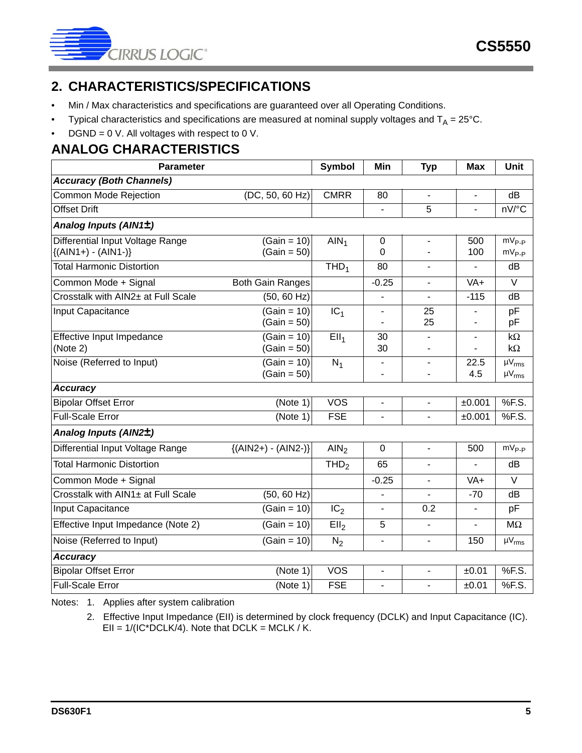## 2. CHARACTERISTICS/SPECIFICATIONS

- Min / Max characteristics and specifications are guaranteed over all Operating Conditions.
- Typical characteristics and specifications are measured at nominal supply voltages and $T_A$ = 25°C.
- DGND = 0 V. All voltages with respect to 0 V.

## ANALOG CHARACTERISTICS

| Parameter | | Symbol | Min | Typ | Max | Unit |
|---|---|---|---|---|---|---|
| ***Accuracy (Both Channels)*** | | | | | | |
| Common Mode Rejection | (DC, 50, 60 Hz) | CMRR | 80 | - | - | dB |
| Offset Drift | | | - | 5 | - | nV/°C |
| ***Analog Inputs (AIN1±)*** | | | | | | |
| Differential Input Voltage Range {(AIN1+) - (AIN1-)} | (Gain = 10)<br>(Gain = 50) | $AIN_1$ | 0<br>0 | -<br>- | 500<br>100 | $mV_{P-P}$<br>$mV_{P-P}$ |
| Total Harmonic Distortion | | $THD_1$ | 80 | - | - | dB |
| Common Mode + Signal | Both Gain Ranges | | -0.25 | - | VA+ | V |
| Crosstalk with AIN2± at Full Scale | (50, 60 Hz) | | - | - | -115 | dB |
| Input Capacitance | (Gain = 10)<br>(Gain = 50) | $IC_1$ | -<br>- | 25<br>25 | -<br>- | pF<br>pF |
| Effective Input Impedance (Note 2) | (Gain = 10)<br>(Gain = 50) | $EII_1$ | 30<br>30 | -<br>- | -<br>- | kΩ<br>kΩ |
| Noise (Referred to Input) | (Gain = 10)<br>(Gain = 50) | $N_1$ | -<br>- | -<br>- | 22.5<br>4.5 | $\mu V_{rms}$<br>$\mu V_{rms}$ |
| ***Accuracy*** | | | | | | |
| Bipolar Offset Error | (Note 1) | VOS | - | - | ±0.001 | %F.S. |
| Full-Scale Error | (Note 1) | FSE | - | - | ±0.001 | %F.S. |
| ***Analog Inputs (AIN2±)*** | | | | | | |
| Differential Input Voltage Range | {(AIN2+) - (AIN2-)} | $AIN_2$ | 0 | - | 500 | $mV_{P-P}$ |
| Total Harmonic Distortion | | $THD_2$ | 65 | - | - | dB |
| Common Mode + Signal | | | -0.25 | - | VA+ | V |
| Crosstalk with AIN1± at Full Scale | (50, 60 Hz) | | - | - | -70 | dB |
| Input Capacitance | (Gain = 10) | $IC_2$ | - | 0.2 | - | pF |
| Effective Input Impedance (Note 2) | (Gain = 10) | $EII_2$ | 5 | - | - | MΩ |
| Noise (Referred to Input) | (Gain = 10) | $N_2$ | - | - | 150 | $\mu V_{rms}$ |
| ***Accuracy*** | | | | | | |
| Bipolar Offset Error | (Note 1) | VOS | - | - | ±0.01 | %F.S. |
| Full-Scale Error | (Note 1) | FSE | - | - | ±0.01 | %F.S. |

Notes: 1. Applies after system calibration

2. Effective Input Impedance (EII) is determined by clock frequency (DCLK) and Input Capacitance (IC). EII = 1/(IC*DCLK/4). Note that DCLK = MCLK / K.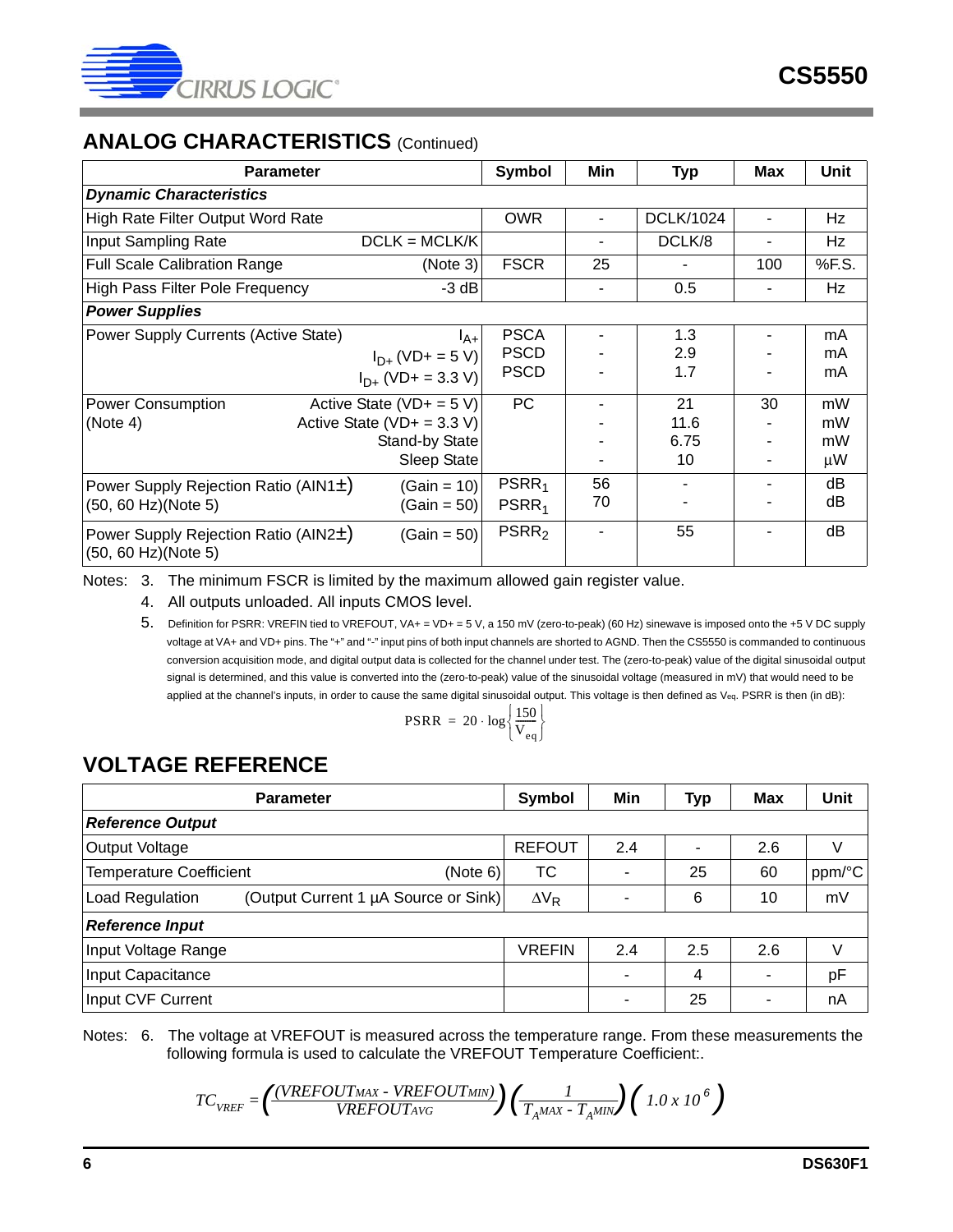## ANALOG CHARACTERISTICS (Continued)

| Parameter | | Symbol | Min | Typ | Max | Unit |
|---|---|---|---|---|---|---|
| ***Dynamic Characteristics*** | | | | | | |
| High Rate Filter Output Word Rate | | OWR | - | DCLK/1024 | - | Hz |
| Input Sampling Rate | DCLK = MCLK/K | | - | DCLK/8 | - | Hz |
| Full Scale Calibration Range | (Note 3) | FSCR | 25 | - | 100 | %F.S. |
| High Pass Filter Pole Frequency | -3 dB | | - | 0.5 | - | Hz |
| ***Power Supplies*** | | | | | | |
| Power Supply Currents (Active State) | $I_{A+}$<br>$I_{D+}$ (VD+ = 5 V)<br>$I_{D+}$ (VD+ = 3.3 V) | PSCA<br>PSCD<br>PSCD | -<br>-<br>- | 1.3<br>2.9<br>1.7 | -<br>-<br>- | mA<br>mA<br>mA |
| Power Consumption<br>(Note 4) | Active State (VD+ = 5 V)<br>Active State (VD+ = 3.3 V)<br>Stand-by State<br>Sleep State | PC | -<br>-<br>-<br>- | 21<br>11.6<br>6.75<br>10 | 30<br>-<br>-<br>- | mW<br>mW<br>mW<br>µW |
| Power Supply Rejection Ratio (AIN1±)<br>(50, 60 Hz)(Note 5) | (Gain = 10)<br>(Gain = 50) | $PSRR_1$<br>$PSRR_1$ | 56<br>70 | -<br>- | -<br>- | dB<br>dB |
| Power Supply Rejection Ratio (AIN2±)<br>(50, 60 Hz)(Note 5) | (Gain = 50) | $PSRR_2$ | - | 55 | - | dB |

Notes: 3. The minimum FSCR is limited by the maximum allowed gain register value.

4. All outputs unloaded. All inputs CMOS level.

5. Definition for PSRR: VREFIN tied to VREFOUT, VA+ = VD+ = 5 V, a 150 mV (zero-to-peak) (60 Hz) sinewave is imposed onto the +5 V DC supply voltage at VA+ and VD+ pins. The "+" and "-" input pins of both input channels are shorted to AGND. Then the CS5550 is commanded to continuous conversion acquisition mode, and digital output data is collected for the channel under test. The (zero-to-peak) value of the digital sinusoidal output signal is determined, and this value is converted into the (zero-to-peak) value of the sinusoidal voltage (measured in mV) that would need to be applied at the channel's inputs, in order to cause the same digital sinusoidal output. This voltage is then defined as $V_{eq}$. PSRR is then (in dB):

$$PSRR = 20 \cdot \log\left\{\frac{150}{V_{eq}}\right\}$$

## VOLTAGE REFERENCE

| Parameter | | Symbol | Min | Typ | Max | Unit |
|---|---|---|---|---|---|---|
| ***Reference Output*** | | | | | | |
| Output Voltage | | REFOUT | 2.4 | - | 2.6 | V |
| Temperature Coefficient | (Note 6) | TC | - | 25 | 60 | ppm/°C |
| Load Regulation | (Output Current 1 µA Source or Sink) | $\Delta V_R$ | - | 6 | 10 | mV |
| ***Reference Input*** | | | | | | |
| Input Voltage Range | | VREFIN | 2.4 | 2.5 | 2.6 | V |
| Input Capacitance | | | - | 4 | - | pF |
| Input CVF Current | | | - | 25 | - | nA |

Notes: 6. The voltage at VREFOUT is measured across the temperature range. From these measurements the following formula is used to calculate the VREFOUT Temperature Coefficient:.

$$TC_{VREF} = \left(\frac{(VREFOUT_{MAX} - VREFOUT_{MIN})}{VREFOUT_{AVG}}\right)\left(\frac{1}{T_{A}MAX - T_{A}MIN}\right)\left(1.0 \times 10^{6}\right)$$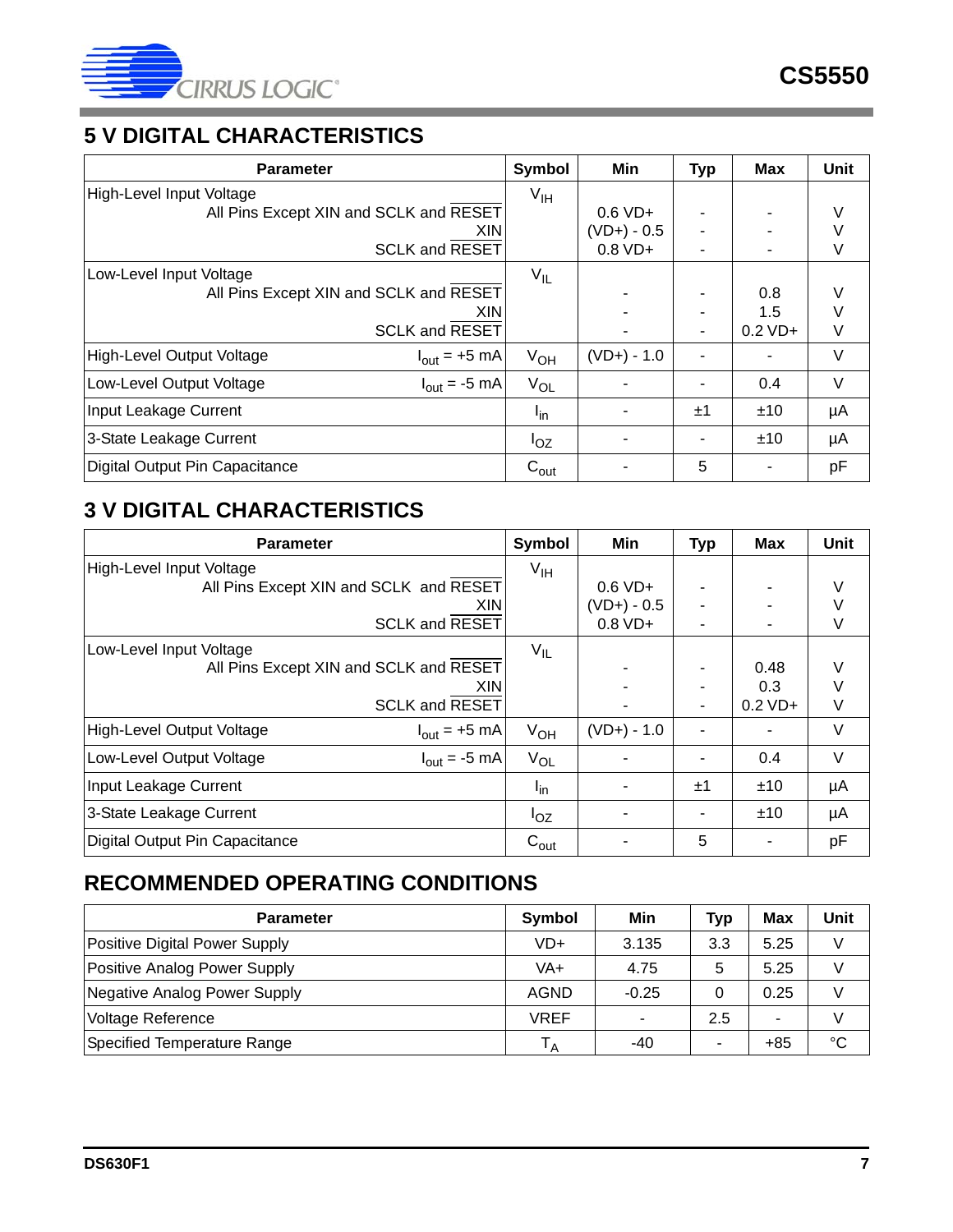## 5 V DIGITAL CHARACTERISTICS

| Parameter | | Symbol | Min | Typ | Max | Unit |
|---|---|---|---|---|---|---|
| High-Level Input Voltage | | $V_{IH}$ | | | | |
| | All Pins Except XIN and SCLK and $\overline{RESET}$ | | 0.6 VD+ | - | - | V |
| | XIN | | (VD+) - 0.5 | - | - | V |
| | SCLK and $\overline{RESET}$ | | 0.8 VD+ | - | - | V |
| Low-Level Input Voltage | | $V_{IL}$ | | | | |
| | All Pins Except XIN and SCLK and $\overline{RESET}$ | | - | - | 0.8 | V |
| | XIN | | - | - | 1.5 | V |
| | SCLK and $\overline{RESET}$ | | - | - | 0.2 VD+ | V |
| High-Level Output Voltage | $I_{out}$ = +5 mA | $V_{OH}$ | (VD+) - 1.0 | - | - | V |
| Low-Level Output Voltage | $I_{out}$ = -5 mA | $V_{OL}$ | - | - | 0.4 | V |
| Input Leakage Current | | $I_{in}$ | - | ±1 | ±10 | µA |
| 3-State Leakage Current | | $I_{OZ}$ | - | - | ±10 | µA |
| Digital Output Pin Capacitance | | $C_{out}$ | - | 5 | - | pF |

## 3 V DIGITAL CHARACTERISTICS

| Parameter | | Symbol | Min | Typ | Max | Unit |
|---|---|---|---|---|---|---|
| High-Level Input Voltage | | $V_{IH}$ | | | | |
| | All Pins Except XIN and SCLK and $\overline{RESET}$ | | 0.6 VD+ | - | - | V |
| | XIN | | (VD+) - 0.5 | - | - | V |
| | SCLK and $\overline{RESET}$ | | 0.8 VD+ | - | - | V |
| Low-Level Input Voltage | | $V_{IL}$ | | | | |
| | All Pins Except XIN and SCLK and $\overline{RESET}$ | | - | - | 0.48 | V |
| | XIN | | - | - | 0.3 | V |
| | SCLK and $\overline{RESET}$ | | - | - | 0.2 VD+ | V |
| High-Level Output Voltage | $I_{out}$ = +5 mA | $V_{OH}$ | (VD+) - 1.0 | - | - | V |
| Low-Level Output Voltage | $I_{out}$ = -5 mA | $V_{OL}$ | - | - | 0.4 | V |
| Input Leakage Current | | $I_{in}$ | - | ±1 | ±10 | µA |
| 3-State Leakage Current | | $I_{OZ}$ | - | - | ±10 | µA |
| Digital Output Pin Capacitance | | $C_{out}$ | - | 5 | - | pF |

## RECOMMENDED OPERATING CONDITIONS

| Parameter | Symbol | Min | Typ | Max | Unit |
|---|---|---|---|---|---|
| Positive Digital Power Supply | VD+ | 3.135 | 3.3 | 5.25 | V |
| Positive Analog Power Supply | VA+ | 4.75 | 5 | 5.25 | V |
| Negative Analog Power Supply | AGND | -0.25 | 0 | 0.25 | V |
| Voltage Reference | VREF | - | 2.5 | - | V |
| Specified Temperature Range | $T_A$ | -40 | - | +85 | °C |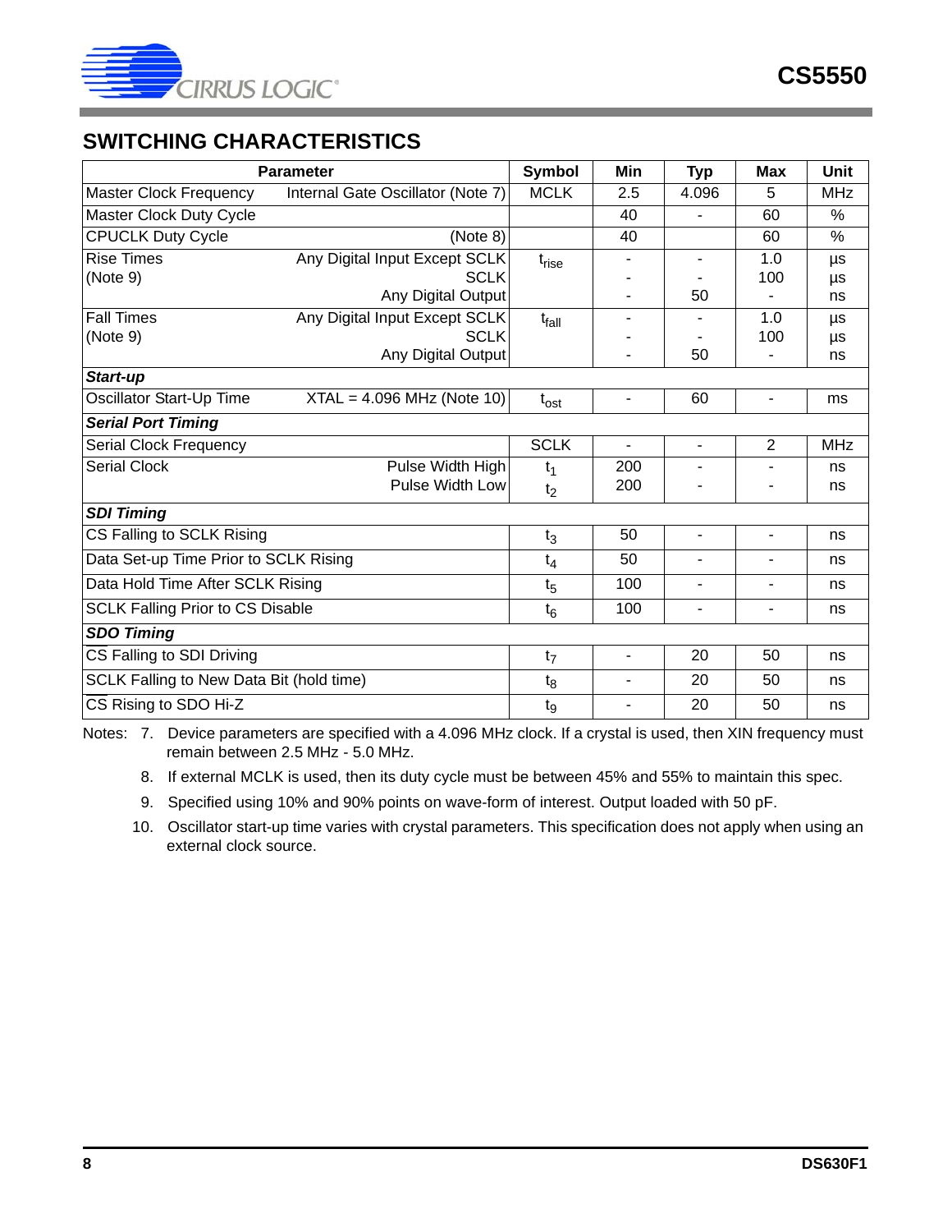## SWITCHING CHARACTERISTICS

| Parameter | | Symbol | Min | Typ | Max | Unit |
|---|---|---|---|---|---|---|
| Master Clock Frequency | Internal Gate Oscillator (Note 7) | MCLK | 2.5 | 4.096 | 5 | MHz |
| Master Clock Duty Cycle | | | 40 | - | 60 | % |
| CPUCLK Duty Cycle | (Note 8) | | 40 | | 60 | % |
| Rise Times (Note 9) | Any Digital Input Except SCLK<br>SCLK<br>Any Digital Output | $t_{rise}$ | -<br>-<br>- | -<br>-<br>50 | 1.0<br>100<br>- | µs<br>µs<br>ns |
| Fall Times (Note 9) | Any Digital Input Except SCLK<br>SCLK<br>Any Digital Output | $t_{fall}$ | -<br>-<br>- | -<br>-<br>50 | 1.0<br>100<br>- | µs<br>µs<br>ns |
| ***Start-up*** | | | | | | |
| Oscillator Start-Up Time | XTAL = 4.096 MHz (Note 10) | $t_{ost}$ | - | 60 | - | ms |
| ***Serial Port Timing*** | | | | | | |
| Serial Clock Frequency | | SCLK | - | - | 2 | MHz |
| Serial Clock | Pulse Width High<br>Pulse Width Low | $t_1$<br>$t_2$ | 200<br>200 | -<br>- | -<br>- | ns<br>ns |
| ***SDI Timing*** | | | | | | |
| $\overline{CS}$ Falling to SCLK Rising | | $t_3$ | 50 | - | - | ns |
| Data Set-up Time Prior to SCLK Rising | | $t_4$ | 50 | - | - | ns |
| Data Hold Time After SCLK Rising | | $t_5$ | 100 | - | - | ns |
| SCLK Falling Prior to $\overline{CS}$ Disable | | $t_6$ | 100 | - | - | ns |
| ***SDO Timing*** | | | | | | |
| $\overline{CS}$ Falling to SDI Driving | | $t_7$ | - | 20 | 50 | ns |
| SCLK Falling to New Data Bit (hold time) | | $t_8$ | - | 20 | 50 | ns |
| $\overline{CS}$ Rising to SDO Hi-Z | | $t_9$ | - | 20 | 50 | ns |

Notes:
7. Device parameters are specified with a 4.096 MHz clock. If a crystal is used, then XIN frequency must remain between 2.5 MHz - 5.0 MHz.
8. If external MCLK is used, then its duty cycle must be between 45% and 55% to maintain this spec.
9. Specified using 10% and 90% points on wave-form of interest. Output loaded with 50 pF.
10. Oscillator start-up time varies with crystal parameters. This specification does not apply when using an external clock source.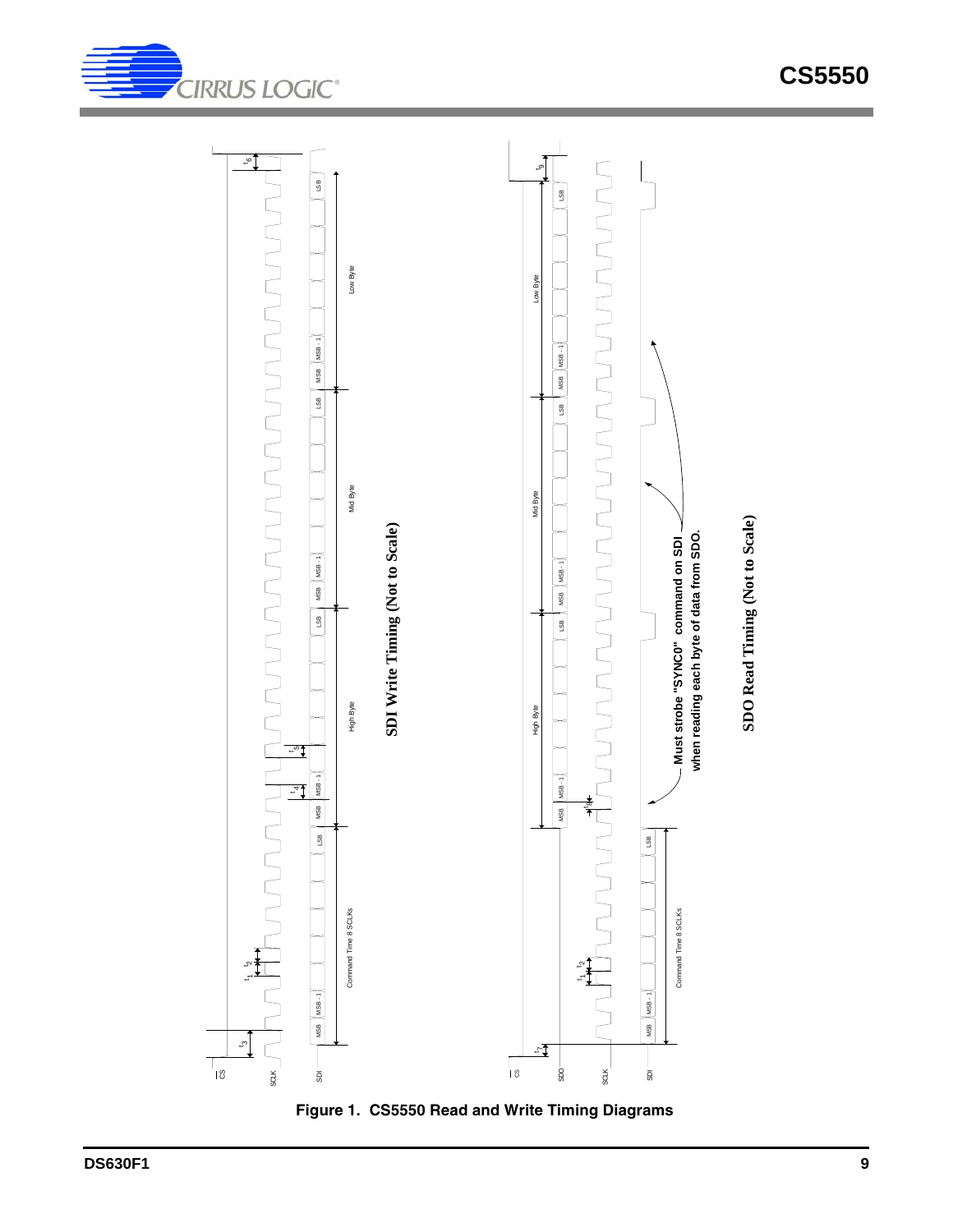**SDI Write Timing (Not to Scale)**

**SDO Read Timing (Not to Scale)**

Must strobe "SYNC0" command on SDI when reading each byte of data from SDO.

Figure 1. CS5550 Read and Write Timing Diagrams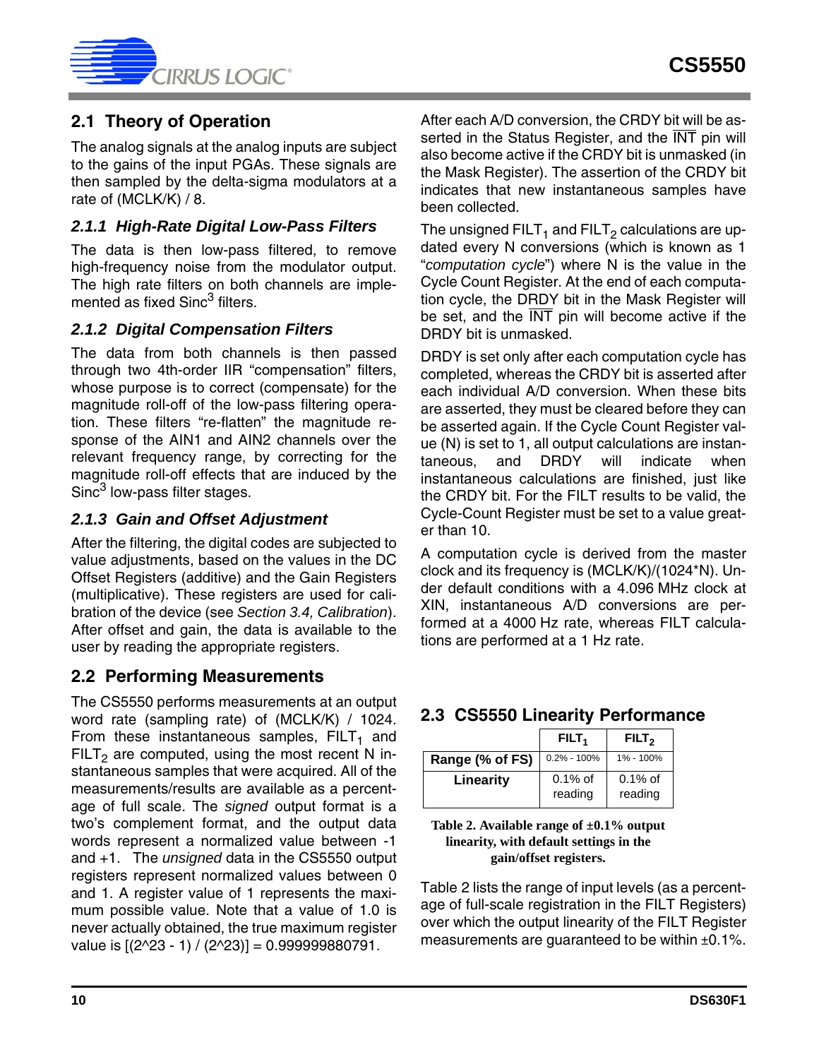## 2.1 Theory of Operation

The analog signals at the analog inputs are subject to the gains of the input PGAs. These signals are then sampled by the delta-sigma modulators at a rate of (MCLK/K) / 8.

### *2.1.1 High-Rate Digital Low-Pass Filters*

The data is then low-pass filtered, to remove high-frequency noise from the modulator output. The high rate filters on both channels are implemented as fixed $Sinc^3$ filters.

### *2.1.2 Digital Compensation Filters*

The data from both channels is then passed through two 4th-order IIR "compensation" filters, whose purpose is to correct (compensate) for the magnitude roll-off of the low-pass filtering operation. These filters "re-flatten" the magnitude response of the AIN1 and AIN2 channels over the relevant frequency range, by correcting for the magnitude roll-off effects that are induced by the $Sinc^3$ low-pass filter stages.

### *2.1.3 Gain and Offset Adjustment*

After the filtering, the digital codes are subjected to value adjustments, based on the values in the DC Offset Registers (additive) and the Gain Registers (multiplicative). These registers are used for calibration of the device (see *Section 3.4, Calibration*). After offset and gain, the data is available to the user by reading the appropriate registers.

## 2.2 Performing Measurements

The CS5550 performs measurements at an output word rate (sampling rate) of (MCLK/K) / 1024. From these instantaneous samples, $FILT_1$ and $FILT_2$ are computed, using the most recent N instantaneous samples that were acquired. All of the measurements/results are available as a percentage of full scale. The *signed* output format is a two's complement format, and the output data words represent a normalized value between -1 and +1. The *unsigned* data in the CS5550 output registers represent normalized values between 0 and 1. A register value of 1 represents the maximum possible value. Note that a value of 1.0 is never actually obtained, the true maximum register value is [(2^23 - 1) / (2^23)] = 0.999999880791.

After each A/D conversion, the CRDY bit will be asserted in the Status Register, and the $\overline{INT}$ pin will also become active if the CRDY bit is unmasked (in the Mask Register). The assertion of the CRDY bit indicates that new instantaneous samples have been collected.

The unsigned $FILT_1$ and $FILT_2$ calculations are updated every N conversions (which is known as 1 "*computation cycle*") where N is the value in the Cycle Count Register. At the end of each computation cycle, the DRDY bit in the Mask Register will be set, and the $\overline{INT}$ pin will become active if the DRDY bit is unmasked.

DRDY is set only after each computation cycle has completed, whereas the CRDY bit is asserted after each individual A/D conversion. When these bits are asserted, they must be cleared before they can be asserted again. If the Cycle Count Register value (N) is set to 1, all output calculations are instantaneous, and DRDY will indicate when instantaneous calculations are finished, just like the CRDY bit. For the FILT results to be valid, the Cycle-Count Register must be set to a value greater than 10.

A computation cycle is derived from the master clock and its frequency is (MCLK/K)/(1024*N). Under default conditions with a 4.096 MHz clock at XIN, instantaneous A/D conversions are performed at a 4000 Hz rate, whereas FILT calculations are performed at a 1 Hz rate.

## 2.3 CS5550 Linearity Performance

| | $FILT_1$ | $FILT_2$ |
|---|---|---|
| **Range (% of FS)** | 0.2% - 100% | 1% - 100% |
| **Linearity** | 0.1% of reading | 0.1% of reading |

**Table 2. Available range of ±0.1% output linearity, with default settings in the gain/offset registers.**

Table 2 lists the range of input levels (as a percentage of full-scale registration in the FILT Registers) over which the output linearity of the FILT Register measurements are guaranteed to be within ±0.1%.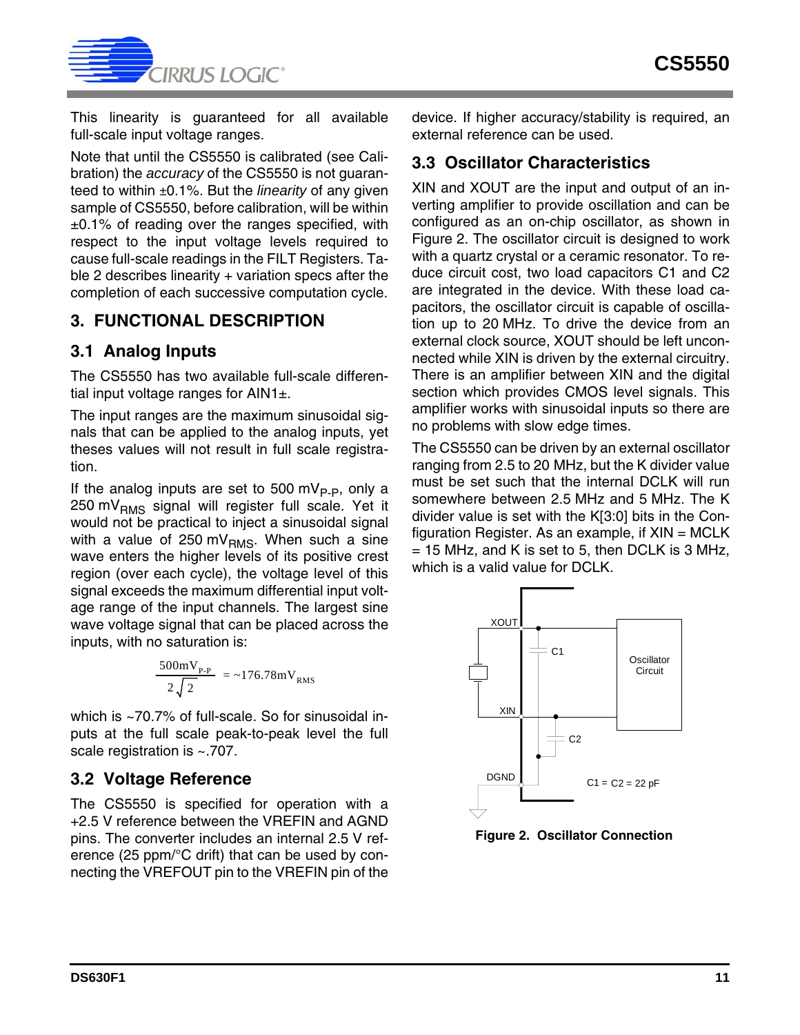This linearity is guaranteed for all available full-scale input voltage ranges.

Note that until the CS5550 is calibrated (see Calibration) the *accuracy* of the CS5550 is not guaranteed to within ±0.1%. But the *linearity* of any given sample of CS5550, before calibration, will be within ±0.1% of reading over the ranges specified, with respect to the input voltage levels required to cause full-scale readings in the FILT Registers. Table 2 describes linearity + variation specs after the completion of each successive computation cycle.

## 3. FUNCTIONAL DESCRIPTION

### 3.1 Analog Inputs

The CS5550 has two available full-scale differential input voltage ranges for AIN1±.

The input ranges are the maximum sinusoidal signals that can be applied to the analog inputs, yet theses values will not result in full scale registration.

If the analog inputs are set to 500 $mV_{P-P}$, only a 250 $mV_{RMS}$ signal will register full scale. Yet it would not be practical to inject a sinusoidal signal with a value of 250 $mV_{RMS}$. When such a sine wave enters the higher levels of its positive crest region (over each cycle), the voltage level of this signal exceeds the maximum differential input voltage range of the input channels. The largest sine wave voltage signal that can be placed across the inputs, with no saturation is:

$$\frac{500mV_{P-P}}{2\sqrt{2}} = \sim 176.78mV_{RMS}$$

which is ~70.7% of full-scale. So for sinusoidal inputs at the full scale peak-to-peak level the full scale registration is ~.707.

### 3.2 Voltage Reference

The CS5550 is specified for operation with a +2.5 V reference between the VREFIN and AGND pins. The converter includes an internal 2.5 V reference (25 ppm/°C drift) that can be used by connecting the VREFOUT pin to the VREFIN pin of the device. If higher accuracy/stability is required, an external reference can be used.

### 3.3 Oscillator Characteristics

XIN and XOUT are the input and output of an inverting amplifier to provide oscillation and can be configured as an on-chip oscillator, as shown in Figure 2. The oscillator circuit is designed to work with a quartz crystal or a ceramic resonator. To reduce circuit cost, two load capacitors C1 and C2 are integrated in the device. With these load capacitors, the oscillator circuit is capable of oscillation up to 20 MHz. To drive the device from an external clock source, XOUT should be left unconnected while XIN is driven by the external circuitry. There is an amplifier between XIN and the digital section which provides CMOS level signals. This amplifier works with sinusoidal inputs so there are no problems with slow edge times.

The CS5550 can be driven by an external oscillator ranging from 2.5 to 20 MHz, but the K divider value must be set such that the internal DCLK will run somewhere between 2.5 MHz and 5 MHz. The K divider value is set with the K[3:0] bits in the Configuration Register. As an example, if XIN = MCLK = 15 MHz, and K is set to 5, then DCLK is 3 MHz, which is a valid value for DCLK.

XOUT C1 Oscillator Circuit XIN C2 DGND C1 = C2 = 22 pF

**Figure 2. Oscillator Connection**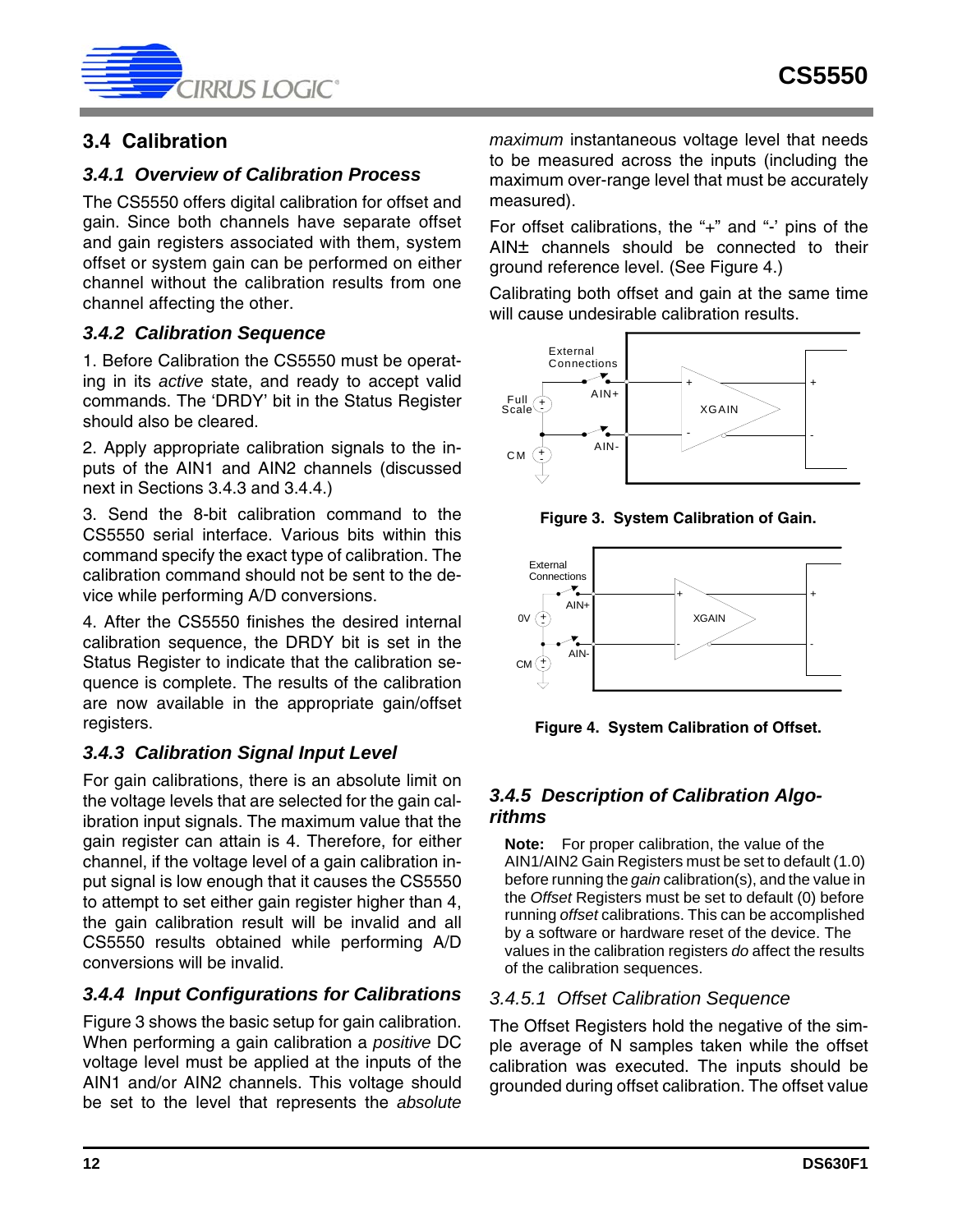## 3.4 Calibration

### 3.4.1 Overview of Calibration Process

The CS5550 offers digital calibration for offset and gain. Since both channels have separate offset and gain registers associated with them, system offset or system gain can be performed on either channel without the calibration results from one channel affecting the other.

### 3.4.2 Calibration Sequence

1. Before Calibration the CS5550 must be operating in its *active* state, and ready to accept valid commands. The 'DRDY' bit in the Status Register should also be cleared.

2. Apply appropriate calibration signals to the inputs of the AIN1 and AIN2 channels (discussed next in Sections 3.4.3 and 3.4.4.)

3. Send the 8-bit calibration command to the CS5550 serial interface. Various bits within this command specify the exact type of calibration. The calibration command should not be sent to the device while performing A/D conversions.

4. After the CS5550 finishes the desired internal calibration sequence, the DRDY bit is set in the Status Register to indicate that the calibration sequence is complete. The results of the calibration are now available in the appropriate gain/offset registers.

### 3.4.3 Calibration Signal Input Level

For gain calibrations, there is an absolute limit on the voltage levels that are selected for the gain calibration input signals. The maximum value that the gain register can attain is 4. Therefore, for either channel, if the voltage level of a gain calibration input signal is low enough that it causes the CS5550 to attempt to set either gain register higher than 4, the gain calibration result will be invalid and all CS5550 results obtained while performing A/D conversions will be invalid.

### 3.4.4 Input Configurations for Calibrations

Figure 3 shows the basic setup for gain calibration. When performing a gain calibration a *positive* DC voltage level must be applied at the inputs of the AIN1 and/or AIN2 channels. This voltage should be set to the level that represents the *absolute maximum* instantaneous voltage level that needs to be measured across the inputs (including the maximum over-range level that must be accurately measured).

For offset calibrations, the "+" and "-' pins of the AIN± channels should be connected to their ground reference level. (See Figure 4.)

Calibrating both offset and gain at the same time will cause undesirable calibration results.

**Figure 3. System Calibration of Gain.**

**Figure 4. System Calibration of Offset.**

### 3.4.5 Description of Calibration Algorithms

**Note:** For proper calibration, the value of the AIN1/AIN2 Gain Registers must be set to default (1.0) before running the *gain* calibration(s), and the value in the *Offset* Registers must be set to default (0) before running *offset* calibrations. This can be accomplished by a software or hardware reset of the device. The values in the calibration registers *do* affect the results of the calibration sequences.

#### 3.4.5.1 Offset Calibration Sequence

The Offset Registers hold the negative of the simple average of N samples taken while the offset calibration was executed. The inputs should be grounded during offset calibration. The offset value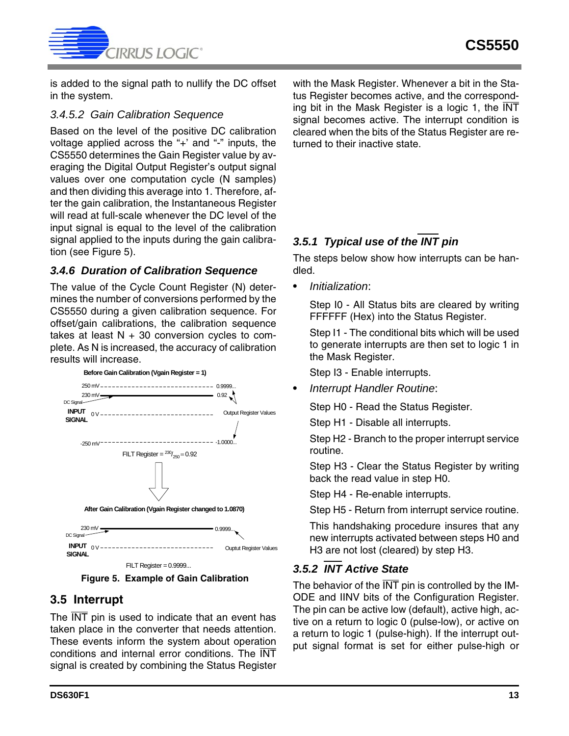is added to the signal path to nullify the DC offset in the system.

#### 3.4.5.2 Gain Calibration Sequence

Based on the level of the positive DC calibration voltage applied across the "+' and "-" inputs, the CS5550 determines the Gain Register value by averaging the Digital Output Register's output signal values over one computation cycle (N samples) and then dividing this average into 1. Therefore, after the gain calibration, the Instantaneous Register will read at full-scale whenever the DC level of the input signal is equal to the level of the calibration signal applied to the inputs during the gain calibration (see Figure 5).

### 3.4.6 Duration of Calibration Sequence

The value of the Cycle Count Register (N) determines the number of conversions performed by the CS5550 during a given calibration sequence. For offset/gain calibrations, the calibration sequence takes at least N + 30 conversion cycles to complete. As N is increased, the accuracy of calibration results will increase.

Before Gain Calibration (Vgain Register = 1)

250 mV – 0.9999...
230 mV – 0.92
DC Signal
INPUT SIGNAL 0 V
Output Register Values
-250 mV – -1.0000...

FILT Register = $^{230}/_{250}$ = 0.92

After Gain Calibration (Vgain Register changed to 1.0870)

230 mV – 0.9999...
DC Signal
INPUT SIGNAL 0 V
Ouptut Register Values

FILT Register = 0.9999...

**Figure 5. Example of Gain Calibration**

## 3.5 Interrupt

The $\overline{INT}$ pin is used to indicate that an event has taken place in the converter that needs attention. These events inform the system about operation conditions and internal error conditions. The $\overline{INT}$ signal is created by combining the Status Register with the Mask Register. Whenever a bit in the Status Register becomes active, and the corresponding bit in the Mask Register is a logic 1, the $\overline{INT}$ signal becomes active. The interrupt condition is cleared when the bits of the Status Register are returned to their inactive state.

### 3.5.1 Typical use of the $\overline{INT}$ pin

The steps below show how interrupts can be handled.

- *Initialization*:

  Step I0 - All Status bits are cleared by writing FFFFFF (Hex) into the Status Register.

  Step I1 - The conditional bits which will be used to generate interrupts are then set to logic 1 in the Mask Register.

  Step I3 - Enable interrupts.

- *Interrupt Handler Routine*:

  Step H0 - Read the Status Register.

  Step H1 - Disable all interrupts.

  Step H2 - Branch to the proper interrupt service routine.

  Step H3 - Clear the Status Register by writing back the read value in step H0.

  Step H4 - Re-enable interrupts.

  Step H5 - Return from interrupt service routine.

  This handshaking procedure insures that any new interrupts activated between steps H0 and H3 are not lost (cleared) by step H3.

### 3.5.2 $\overline{INT}$ Active State

The behavior of the $\overline{INT}$ pin is controlled by the IMODE and IINV bits of the Configuration Register. The pin can be active low (default), active high, active on a return to logic 0 (pulse-low), or active on a return to logic 1 (pulse-high). If the interrupt output signal format is set for either pulse-high or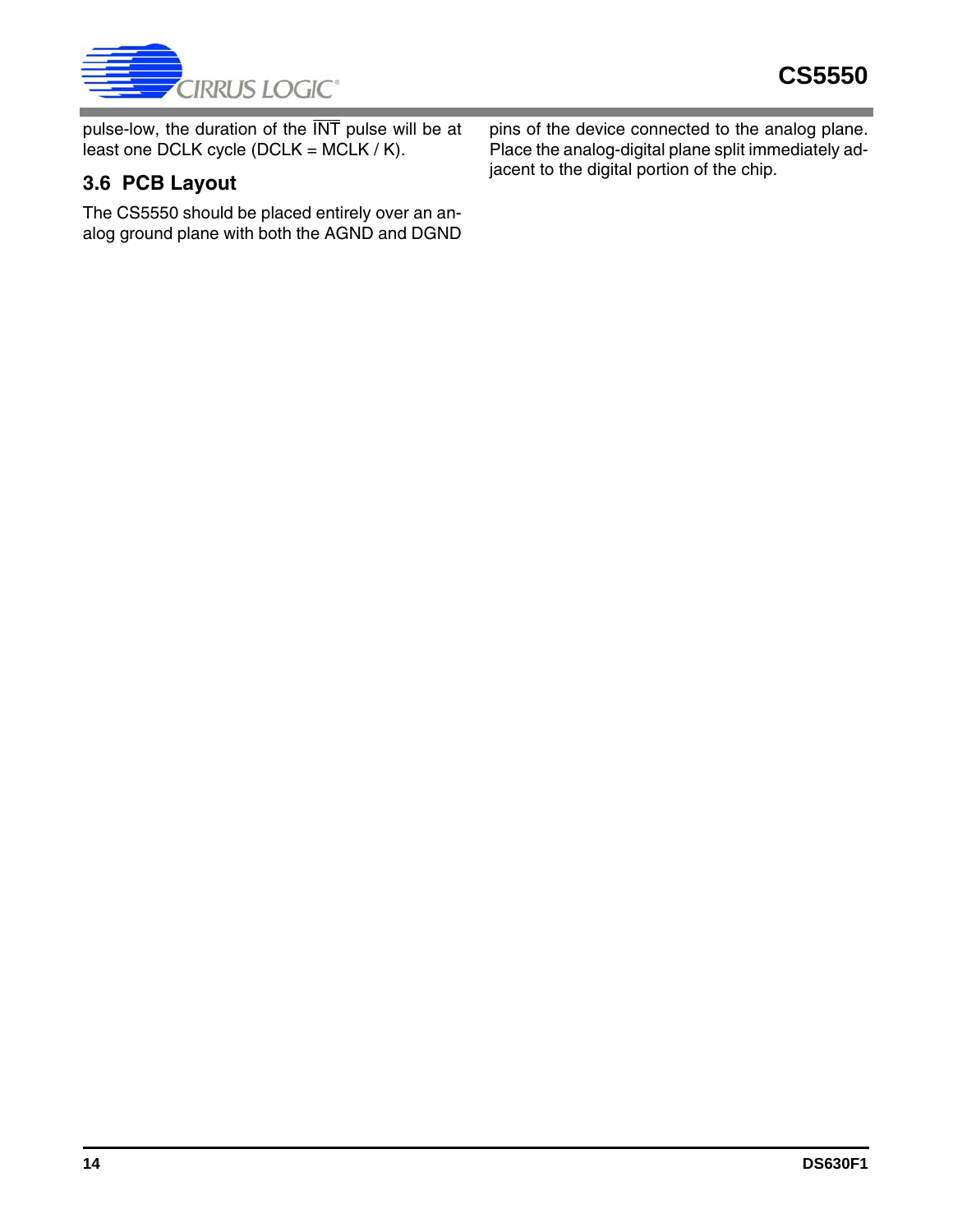pulse-low, the duration of the $\overline{INT}$ pulse will be at least one DCLK cycle (DCLK = MCLK / K).

### 3.6 PCB Layout

The CS5550 should be placed entirely over an analog ground plane with both the AGND and DGND pins of the device connected to the analog plane. Place the analog-digital plane split immediately adjacent to the digital portion of the chip.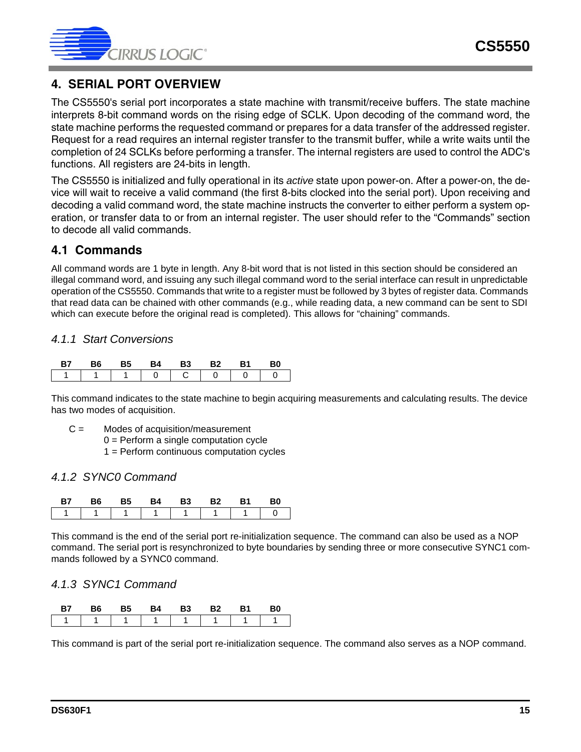## 4. SERIAL PORT OVERVIEW

The CS5550's serial port incorporates a state machine with transmit/receive buffers. The state machine interprets 8-bit command words on the rising edge of SCLK. Upon decoding of the command word, the state machine performs the requested command or prepares for a data transfer of the addressed register. Request for a read requires an internal register transfer to the transmit buffer, while a write waits until the completion of 24 SCLKs before performing a transfer. The internal registers are used to control the ADC's functions. All registers are 24-bits in length.

The CS5550 is initialized and fully operational in its *active* state upon power-on. After a power-on, the device will wait to receive a valid command (the first 8-bits clocked into the serial port). Upon receiving and decoding a valid command word, the state machine instructs the converter to either perform a system operation, or transfer data to or from an internal register. The user should refer to the “Commands” section to decode all valid commands.

### 4.1 Commands

All command words are 1 byte in length. Any 8-bit word that is not listed in this section should be considered an illegal command word, and issuing any such illegal command word to the serial interface can result in unpredictable operation of the CS5550. Commands that write to a register must be followed by 3 bytes of register data. Commands that read data can be chained with other commands (e.g., while reading data, a new command can be sent to SDI which can execute before the original read is completed). This allows for “chaining” commands.

#### *4.1.1 Start Conversions*

| B7 | B6 | B5 | B4 | B3 | B2 | B1 | B0 |
|---|---|---|---|---|---|---|---|
| 1 | 1 | 1 | 0 | C | 0 | 0 | 0 |

This command indicates to the state machine to begin acquiring measurements and calculating results. The device has two modes of acquisition.

C = Modes of acquisition/measurement
- 0 = Perform a single computation cycle
- 1 = Perform continuous computation cycles

#### *4.1.2 SYNC0 Command*

| B7 | B6 | B5 | B4 | B3 | B2 | B1 | B0 |
|---|---|---|---|---|---|---|---|
| 1 | 1 | 1 | 1 | 1 | 1 | 1 | 0 |

This command is the end of the serial port re-initialization sequence. The command can also be used as a NOP command. The serial port is resynchronized to byte boundaries by sending three or more consecutive SYNC1 commands followed by a SYNC0 command.

#### *4.1.3 SYNC1 Command*

| B7 | B6 | B5 | B4 | B3 | B2 | B1 | B0 |
|---|---|---|---|---|---|---|---|
| 1 | 1 | 1 | 1 | 1 | 1 | 1 | 1 |

This command is part of the serial port re-initialization sequence. The command also serves as a NOP command.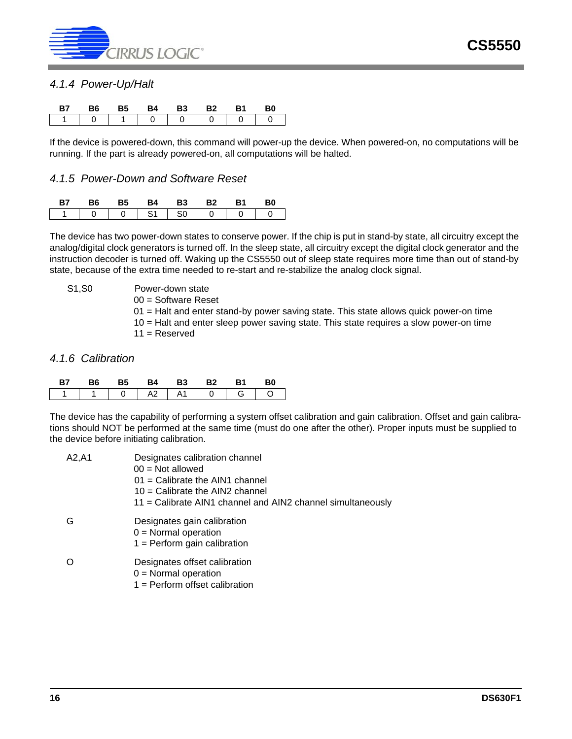### *4.1.4 Power-Up/Halt*

| B7 | B6 | B5 | B4 | B3 | B2 | B1 | B0 |
|---|---|---|---|---|---|---|---|
| 1 | 0 | 1 | 0 | 0 | 0 | 0 | 0 |

If the device is powered-down, this command will power-up the device. When powered-on, no computations will be running. If the part is already powered-on, all computations will be halted.

### *4.1.5 Power-Down and Software Reset*

| B7 | B6 | B5 | B4 | B3 | B2 | B1 | B0 |
|---|---|---|---|---|---|---|---|
| 1 | 0 | 0 | S1 | S0 | 0 | 0 | 0 |

The device has two power-down states to conserve power. If the chip is put in stand-by state, all circuitry except the analog/digital clock generators is turned off. In the sleep state, all circuitry except the digital clock generator and the instruction decoder is turned off. Waking up the CS5550 out of sleep state requires more time than out of stand-by state, because of the extra time needed to re-start and re-stabilize the analog clock signal.

S1,S0 — Power-down state
- 00 = Software Reset
- 01 = Halt and enter stand-by power saving state. This state allows quick power-on time
- 10 = Halt and enter sleep power saving state. This state requires a slow power-on time
- 11 = Reserved

### *4.1.6 Calibration*

| B7 | B6 | B5 | B4 | B3 | B2 | B1 | B0 |
|---|---|---|---|---|---|---|---|
| 1 | 1 | 0 | A2 | A1 | 0 | G | O |

The device has the capability of performing a system offset calibration and gain calibration. Offset and gain calibrations should NOT be performed at the same time (must do one after the other). Proper inputs must be supplied to the device before initiating calibration.

A2,A1 — Designates calibration channel
- 00 = Not allowed
- 01 = Calibrate the AIN1 channel
- 10 = Calibrate the AIN2 channel
- 11 = Calibrate AIN1 channel and AIN2 channel simultaneously

G — Designates gain calibration
- 0 = Normal operation
- 1 = Perform gain calibration

O — Designates offset calibration
- 0 = Normal operation
- 1 = Perform offset calibration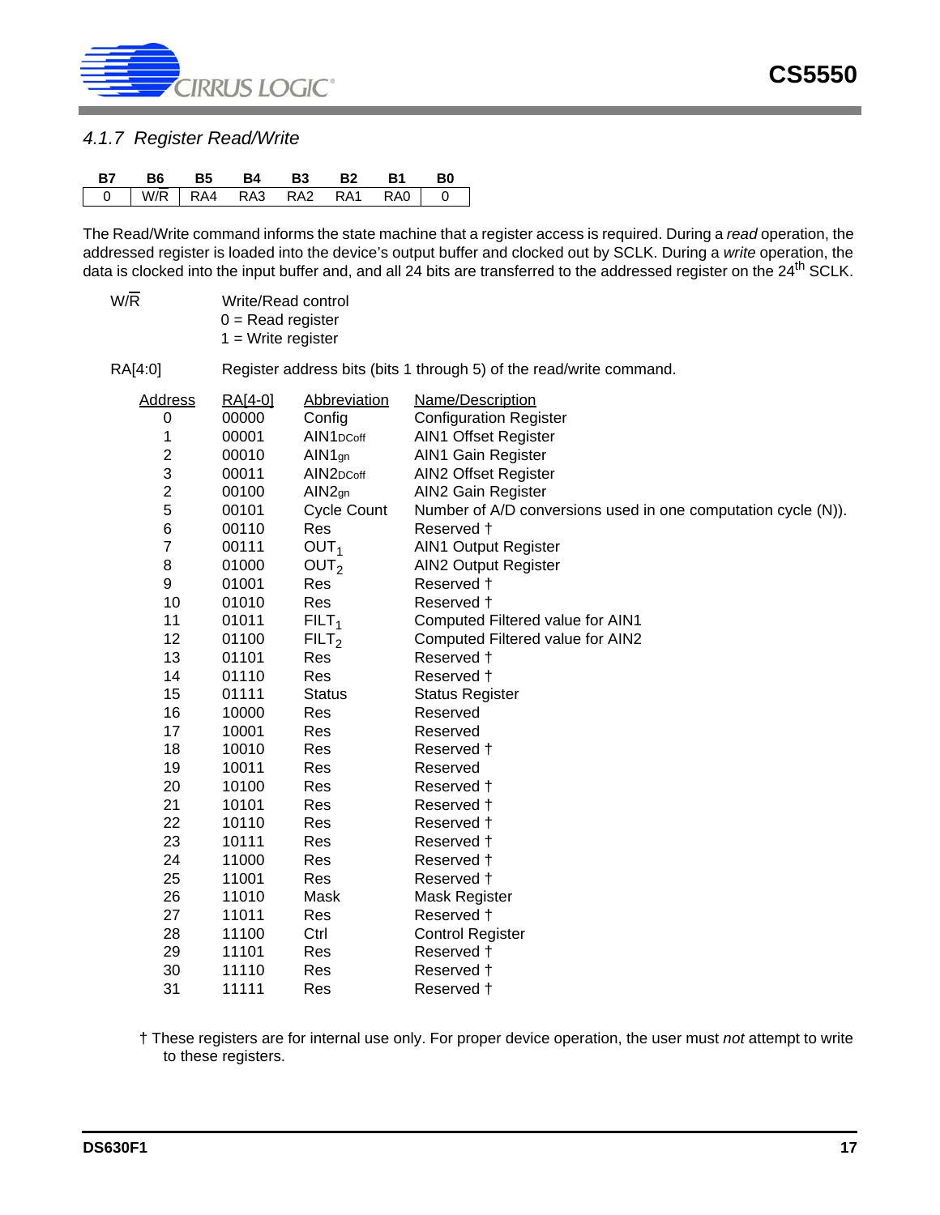### 4.1.7 Register Read/Write

| B7 | B6 | B5 | B4 | B3 | B2 | B1 | B0 |
|---|---|---|---|---|---|---|---|
| 0 | W/$\overline{R}$ | RA4 | RA3 | RA2 | RA1 | RA0 | 0 |

The Read/Write command informs the state machine that a register access is required. During a *read* operation, the addressed register is loaded into the device's output buffer and clocked out by SCLK. During a *write* operation, the data is clocked into the input buffer and, and all 24 bits are transferred to the addressed register on the 24th SCLK.

W/$\overline{R}$ Write/Read control
0 = Read register
1 = Write register

RA[4:0] Register address bits (bits 1 through 5) of the read/write command.

| Address | RA[4-0] | Abbreviation | Name/Description |
|---|---|---|---|
| 0 | 00000 | Config | Configuration Register |
| 1 | 00001 | $AIN1_{DCoff}$ | AIN1 Offset Register |
| 2 | 00010 | $AIN1_{gn}$ | AIN1 Gain Register |
| 3 | 00011 | $AIN2_{DCoff}$ | AIN2 Offset Register |
| 2 | 00100 | $AIN2_{gn}$ | AIN2 Gain Register |
| 5 | 00101 | Cycle Count | Number of A/D conversions used in one computation cycle (N)). |
| 6 | 00110 | Res | Reserved † |
| 7 | 00111 | $OUT_1$ | AIN1 Output Register |
| 8 | 01000 | $OUT_2$ | AIN2 Output Register |
| 9 | 01001 | Res | Reserved † |
| 10 | 01010 | Res | Reserved † |
| 11 | 01011 | $FILT_1$ | Computed Filtered value for AIN1 |
| 12 | 01100 | $FILT_2$ | Computed Filtered value for AIN2 |
| 13 | 01101 | Res | Reserved † |
| 14 | 01110 | Res | Reserved † |
| 15 | 01111 | Status | Status Register |
| 16 | 10000 | Res | Reserved |
| 17 | 10001 | Res | Reserved |
| 18 | 10010 | Res | Reserved † |
| 19 | 10011 | Res | Reserved |
| 20 | 10100 | Res | Reserved † |
| 21 | 10101 | Res | Reserved † |
| 22 | 10110 | Res | Reserved † |
| 23 | 10111 | Res | Reserved † |
| 24 | 11000 | Res | Reserved † |
| 25 | 11001 | Res | Reserved † |
| 26 | 11010 | Mask | Mask Register |
| 27 | 11011 | Res | Reserved † |
| 28 | 11100 | Ctrl | Control Register |
| 29 | 11101 | Res | Reserved † |
| 30 | 11110 | Res | Reserved † |
| 31 | 11111 | Res | Reserved † |

† These registers are for internal use only. For proper device operation, the user must *not* attempt to write to these registers.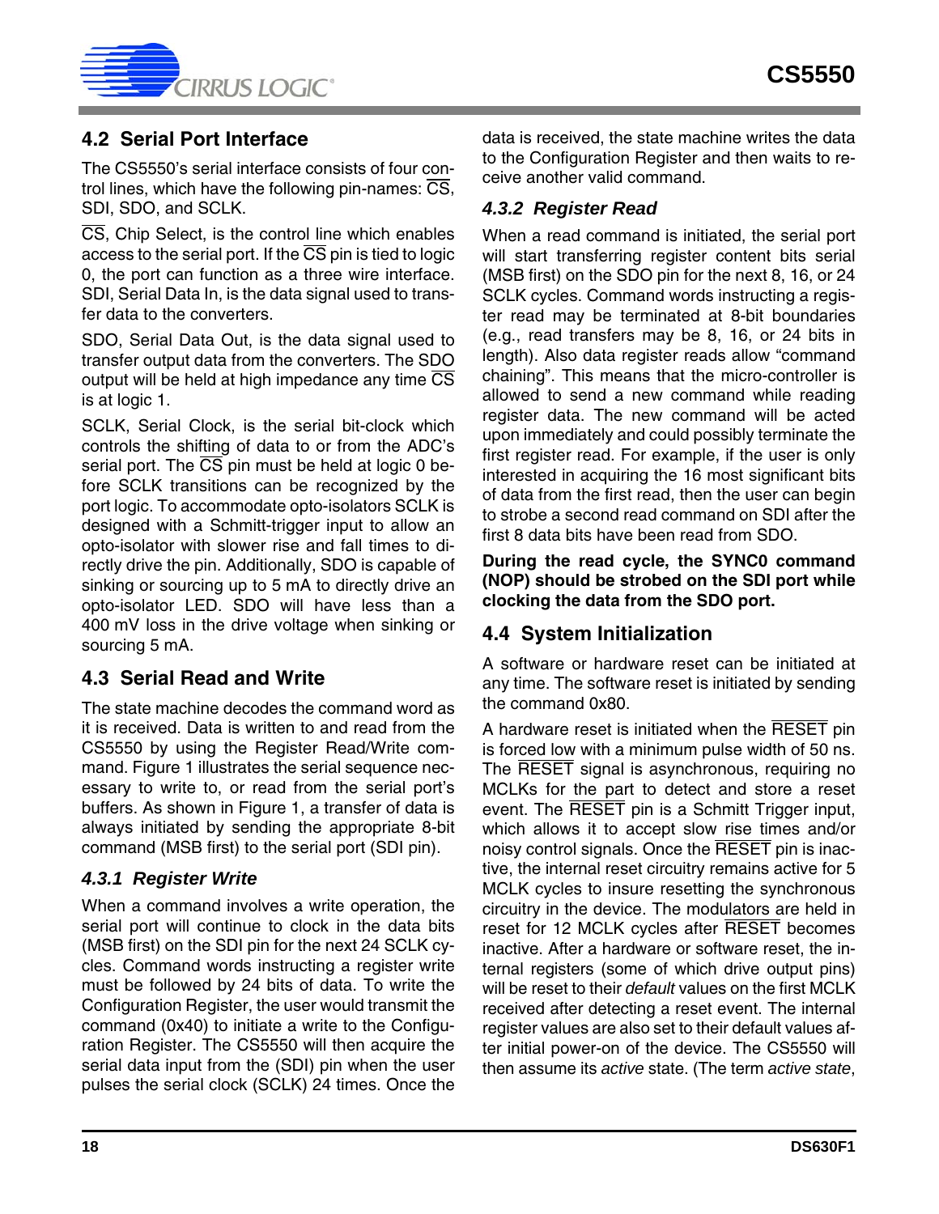## 4.2 Serial Port Interface

The CS5550's serial interface consists of four control lines, which have the following pin-names: $\overline{CS}$, SDI, SDO, and SCLK.

$\overline{CS}$, Chip Select, is the control line which enables access to the serial port. If the $\overline{CS}$ pin is tied to logic 0, the port can function as a three wire interface. SDI, Serial Data In, is the data signal used to transfer data to the converters.

SDO, Serial Data Out, is the data signal used to transfer output data from the converters. The SDO output will be held at high impedance any time $\overline{CS}$ is at logic 1.

SCLK, Serial Clock, is the serial bit-clock which controls the shifting of data to or from the ADC's serial port. The $\overline{CS}$ pin must be held at logic 0 before SCLK transitions can be recognized by the port logic. To accommodate opto-isolators SCLK is designed with a Schmitt-trigger input to allow an opto-isolator with slower rise and fall times to directly drive the pin. Additionally, SDO is capable of sinking or sourcing up to 5 mA to directly drive an opto-isolator LED. SDO will have less than a 400 mV loss in the drive voltage when sinking or sourcing 5 mA.

## 4.3 Serial Read and Write

The state machine decodes the command word as it is received. Data is written to and read from the CS5550 by using the Register Read/Write command. Figure 1 illustrates the serial sequence necessary to write to, or read from the serial port's buffers. As shown in Figure 1, a transfer of data is always initiated by sending the appropriate 8-bit command (MSB first) to the serial port (SDI pin).

### *4.3.1 Register Write*

When a command involves a write operation, the serial port will continue to clock in the data bits (MSB first) on the SDI pin for the next 24 SCLK cycles. Command words instructing a register write must be followed by 24 bits of data. To write the Configuration Register, the user would transmit the command (0x40) to initiate a write to the Configuration Register. The CS5550 will then acquire the serial data input from the (SDI) pin when the user pulses the serial clock (SCLK) 24 times. Once the data is received, the state machine writes the data to the Configuration Register and then waits to receive another valid command.

### *4.3.2 Register Read*

When a read command is initiated, the serial port will start transferring register content bits serial (MSB first) on the SDO pin for the next 8, 16, or 24 SCLK cycles. Command words instructing a register read may be terminated at 8-bit boundaries (e.g., read transfers may be 8, 16, or 24 bits in length). Also data register reads allow "command chaining". This means that the micro-controller is allowed to send a new command while reading register data. The new command will be acted upon immediately and could possibly terminate the first register read. For example, if the user is only interested in acquiring the 16 most significant bits of data from the first read, then the user can begin to strobe a second read command on SDI after the first 8 data bits have been read from SDO.

**During the read cycle, the SYNC0 command (NOP) should be strobed on the SDI port while clocking the data from the SDO port.**

## 4.4 System Initialization

A software or hardware reset can be initiated at any time. The software reset is initiated by sending the command 0x80.

A hardware reset is initiated when the $\overline{RESET}$ pin is forced low with a minimum pulse width of 50 ns. The $\overline{RESET}$ signal is asynchronous, requiring no MCLKs for the part to detect and store a reset event. The $\overline{RESET}$ pin is a Schmitt Trigger input, which allows it to accept slow rise times and/or noisy control signals. Once the $\overline{RESET}$ pin is inactive, the internal reset circuitry remains active for 5 MCLK cycles to insure resetting the synchronous circuitry in the device. The modulators are held in reset for 12 MCLK cycles after $\overline{RESET}$ becomes inactive. After a hardware or software reset, the internal registers (some of which drive output pins) will be reset to their *default* values on the first MCLK received after detecting a reset event. The internal register values are also set to their default values after initial power-on of the device. The CS5550 will then assume its *active* state. (The term *active state*,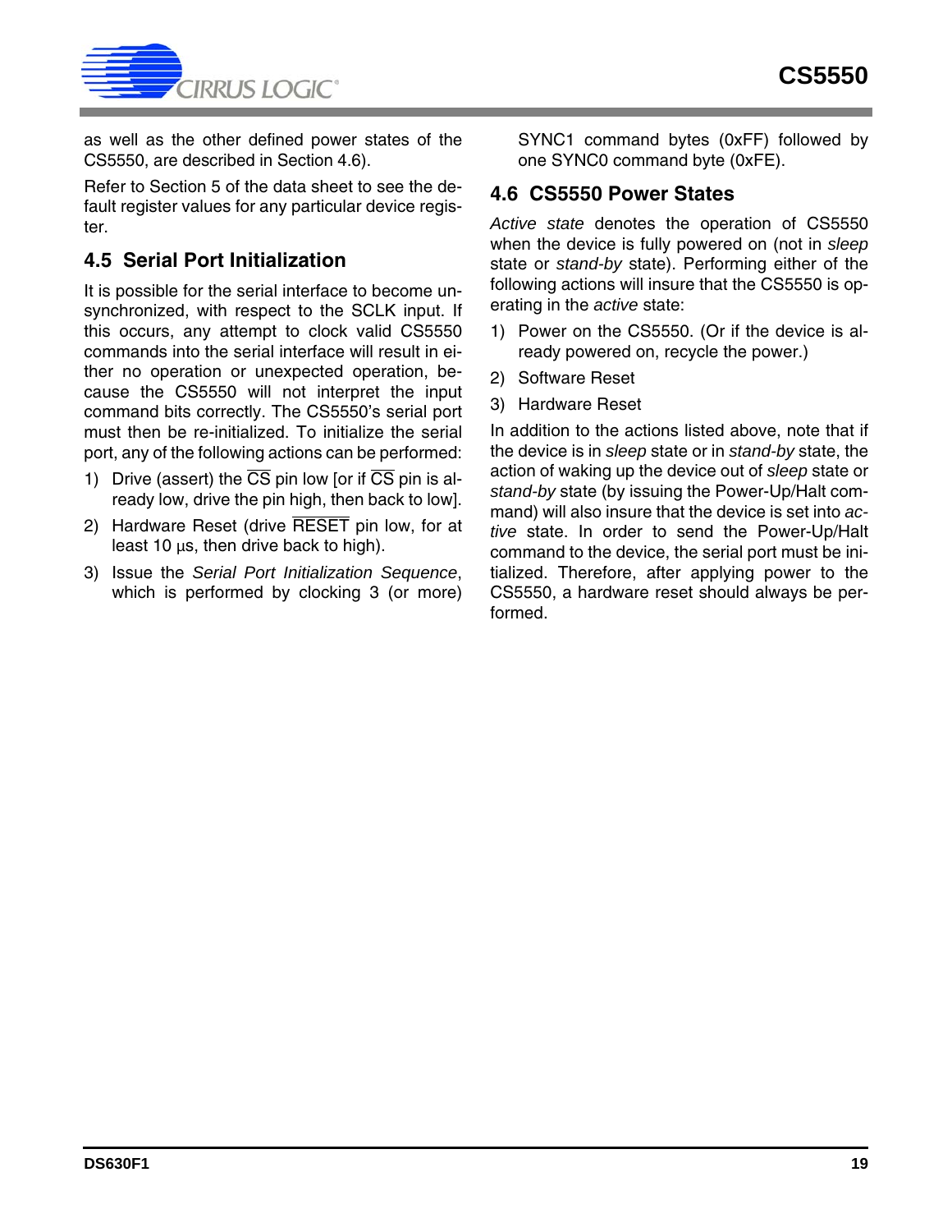as well as the other defined power states of the CS5550, are described in Section 4.6).

Refer to Section 5 of the data sheet to see the default register values for any particular device register.

## 4.5 Serial Port Initialization

It is possible for the serial interface to become unsynchronized, with respect to the SCLK input. If this occurs, any attempt to clock valid CS5550 commands into the serial interface will result in either no operation or unexpected operation, because the CS5550 will not interpret the input command bits correctly. The CS5550's serial port must then be re-initialized. To initialize the serial port, any of the following actions can be performed:

1) Drive (assert) the $\overline{\text{CS}}$ pin low [or if $\overline{\text{CS}}$ pin is already low, drive the pin high, then back to low].
2) Hardware Reset (drive $\overline{\text{RESET}}$ pin low, for at least 10 µs, then drive back to high).
3) Issue the *Serial Port Initialization Sequence*, which is performed by clocking 3 (or more) SYNC1 command bytes (0xFF) followed by one SYNC0 command byte (0xFE).

## 4.6 CS5550 Power States

*Active state* denotes the operation of CS5550 when the device is fully powered on (not in *sleep* state or *stand-by* state). Performing either of the following actions will insure that the CS5550 is operating in the *active* state:

1) Power on the CS5550. (Or if the device is already powered on, recycle the power.)
2) Software Reset
3) Hardware Reset

In addition to the actions listed above, note that if the device is in *sleep* state or in *stand-by* state, the action of waking up the device out of *sleep* state or *stand-by* state (by issuing the Power-Up/Halt command) will also insure that the device is set into *active* state. In order to send the Power-Up/Halt command to the device, the serial port must be initialized. Therefore, after applying power to the CS5550, a hardware reset should always be performed.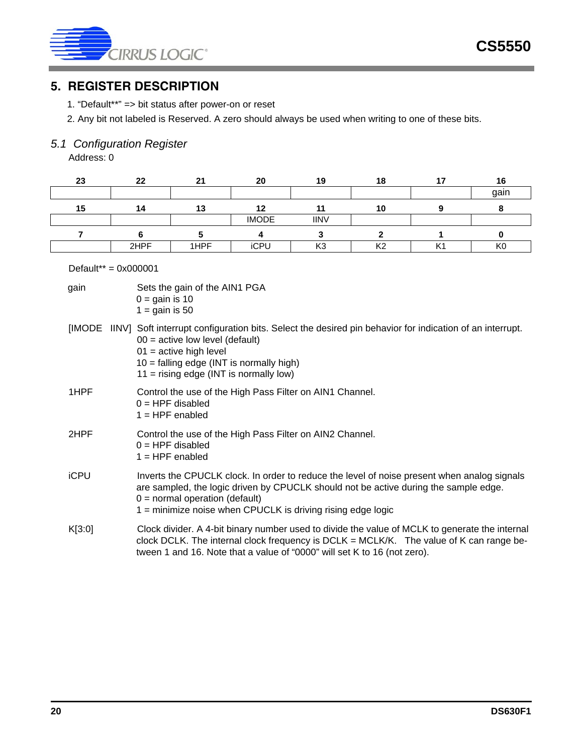## 5. REGISTER DESCRIPTION

1. “Default**” => bit status after power-on or reset
2. Any bit not labeled is Reserved. A zero should always be used when writing to one of these bits.

### 5.1 Configuration Register

Address: 0

| 23 | 22 | 21 | 20 | 19 | 18 | 17 | 16 |
|---|---|---|---|---|---|---|---|
| | | | | | | | gain |
| **15** | **14** | **13** | **12** | **11** | **10** | **9** | **8** |
| | | | IMODE | IINV | | | |
| **7** | **6** | **5** | **4** | **3** | **2** | **1** | **0** |
| | 2HPF | 1HPF | iCPU | K3 | K2 | K1 | K0 |

Default** = 0x000001

gain — Sets the gain of the AIN1 PGA
- 0 = gain is 10
- 1 = gain is 50

[IMODE IINV] — Soft interrupt configuration bits. Select the desired pin behavior for indication of an interrupt.
- 00 = active low level (default)
- 01 = active high level
- 10 = falling edge (INT is normally high)
- 11 = rising edge (INT is normally low)

1HPF — Control the use of the High Pass Filter on AIN1 Channel.
- 0 = HPF disabled
- 1 = HPF enabled

2HPF — Control the use of the High Pass Filter on AIN2 Channel.
- 0 = HPF disabled
- 1 = HPF enabled

iCPU — Inverts the CPUCLK clock. In order to reduce the level of noise present when analog signals are sampled, the logic driven by CPUCLK should not be active during the sample edge.
- 0 = normal operation (default)
- 1 = minimize noise when CPUCLK is driving rising edge logic

K[3:0] — Clock divider. A 4-bit binary number used to divide the value of MCLK to generate the internal clock DCLK. The internal clock frequency is DCLK = MCLK/K. The value of K can range between 1 and 16. Note that a value of “0000” will set K to 16 (not zero).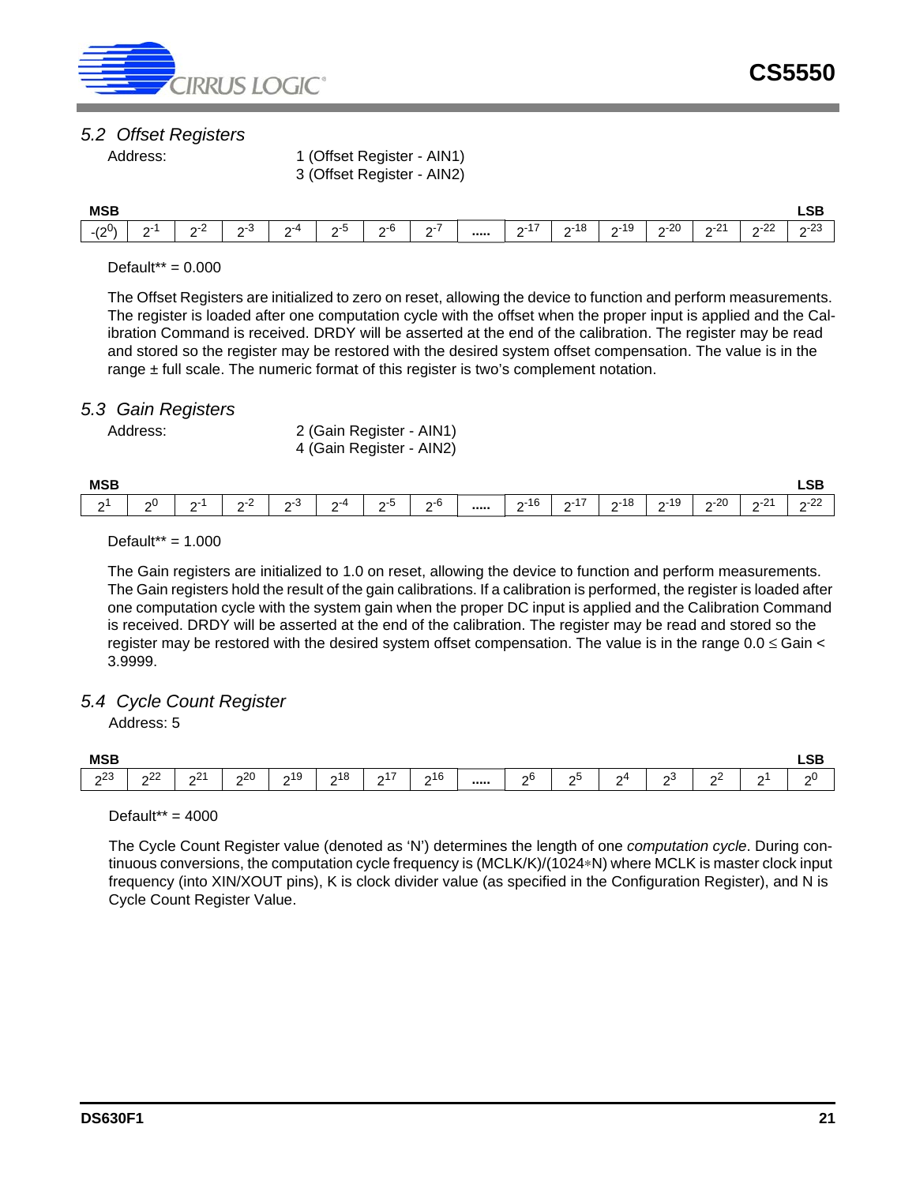## 5.2 Offset Registers

Address: 1 (Offset Register - AIN1)
3 (Offset Register - AIN2)

| MSB | | | | | | | | | | | | | | | LSB |
|---|---|---|---|---|---|---|---|---|---|---|---|---|---|---|---|
| $-(2^0)$ | $2^{-1}$ | $2^{-2}$ | $2^{-3}$ | $2^{-4}$ | $2^{-5}$ | $2^{-6}$ | $2^{-7}$ | ..... | $2^{-17}$ | $2^{-18}$ | $2^{-19}$ | $2^{-20}$ | $2^{-21}$ | $2^{-22}$ | $2^{-23}$ |

Default** = 0.000

The Offset Registers are initialized to zero on reset, allowing the device to function and perform measurements. The register is loaded after one computation cycle with the offset when the proper input is applied and the Calibration Command is received. DRDY will be asserted at the end of the calibration. The register may be read and stored so the register may be restored with the desired system offset compensation. The value is in the range ± full scale. The numeric format of this register is two's complement notation.

## 5.3 Gain Registers

Address: 2 (Gain Register - AIN1)
4 (Gain Register - AIN2)

| MSB | | | | | | | | | | | | | | | LSB |
|---|---|---|---|---|---|---|---|---|---|---|---|---|---|---|---|
| $2^{1}$ | $2^{0}$ | $2^{-1}$ | $2^{-2}$ | $2^{-3}$ | $2^{-4}$ | $2^{-5}$ | $2^{-6}$ | ..... | $2^{-16}$ | $2^{-17}$ | $2^{-18}$ | $2^{-19}$ | $2^{-20}$ | $2^{-21}$ | $2^{-22}$ |

Default** = 1.000

The Gain registers are initialized to 1.0 on reset, allowing the device to function and perform measurements. The Gain registers hold the result of the gain calibrations. If a calibration is performed, the register is loaded after one computation cycle with the system gain when the proper DC input is applied and the Calibration Command is received. DRDY will be asserted at the end of the calibration. The register may be read and stored so the register may be restored with the desired system offset compensation. The value is in the range $0.0 \leq \text{Gain} < 3.9999$.

## 5.4 Cycle Count Register

Address: 5

| MSB | | | | | | | | | | | | | | | LSB |
|---|---|---|---|---|---|---|---|---|---|---|---|---|---|---|---|
| $2^{23}$ | $2^{22}$ | $2^{21}$ | $2^{20}$ | $2^{19}$ | $2^{18}$ | $2^{17}$ | $2^{16}$ | ..... | $2^{6}$ | $2^{5}$ | $2^{4}$ | $2^{3}$ | $2^{2}$ | $2^{1}$ | $2^{0}$ |

Default** = 4000

The Cycle Count Register value (denoted as 'N') determines the length of one *computation cycle*. During continuous conversions, the computation cycle frequency is (MCLK/K)/(1024∗N) where MCLK is master clock input frequency (into XIN/XOUT pins), K is clock divider value (as specified in the Configuration Register), and N is Cycle Count Register Value.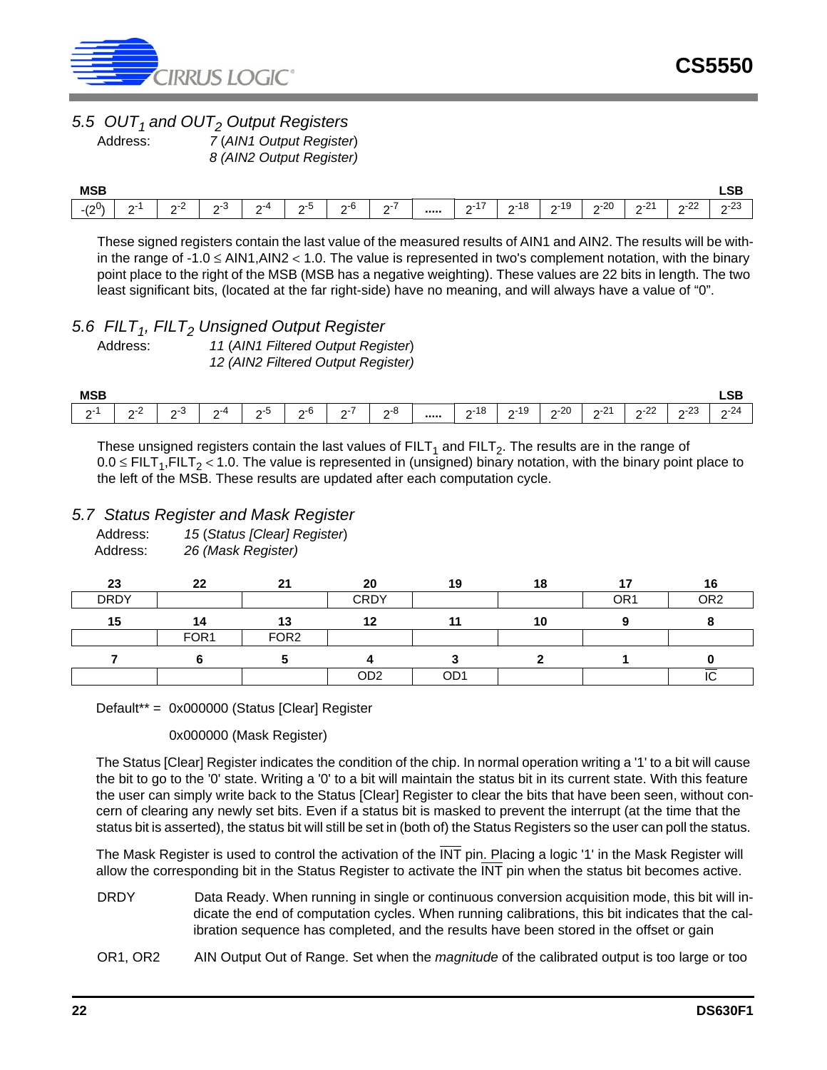### 5.5 $OUT_1$ and $OUT_2$ Output Registers

Address: *7* (*AIN1 Output Register*)
*8 (AIN2 Output Register)*

| MSB | | | | | | | | | | | | | | | LSB |
|---|---|---|---|---|---|---|---|---|---|---|---|---|---|---|---|
| $-(2^0)$ | $2^{-1}$ | $2^{-2}$ | $2^{-3}$ | $2^{-4}$ | $2^{-5}$ | $2^{-6}$ | $2^{-7}$ | ..... | $2^{-17}$ | $2^{-18}$ | $2^{-19}$ | $2^{-20}$ | $2^{-21}$ | $2^{-22}$ | $2^{-23}$ |

These signed registers contain the last value of the measured results of AIN1 and AIN2. The results will be within the range of $-1.0 \leq$ AIN1,AIN2 $< 1.0$. The value is represented in two's complement notation, with the binary point place to the right of the MSB (MSB has a negative weighting). These values are 22 bits in length. The two least significant bits, (located at the far right-side) have no meaning, and will always have a value of "0".

### 5.6 $FILT_1$, $FILT_2$ Unsigned Output Register

Address: *11* (*AIN1 Filtered Output Register*)
*12 (AIN2 Filtered Output Register)*

| MSB | | | | | | | | | | | | | | | LSB |
|---|---|---|---|---|---|---|---|---|---|---|---|---|---|---|---|
| $2^{-1}$ | $2^{-2}$ | $2^{-3}$ | $2^{-4}$ | $2^{-5}$ | $2^{-6}$ | $2^{-7}$ | $2^{-8}$ | ..... | $2^{-18}$ | $2^{-19}$ | $2^{-20}$ | $2^{-21}$ | $2^{-22}$ | $2^{-23}$ | $2^{-24}$ |

These unsigned registers contain the last values of $FILT_1$ and $FILT_2$. The results are in the range of $0.0 \leq FILT_1, FILT_2 < 1.0$. The value is represented in (unsigned) binary notation, with the binary point place to the left of the MSB. These results are updated after each computation cycle.

### 5.7 Status Register and Mask Register

Address: *15* (*Status [Clear] Register*)
Address: *26 (Mask Register)*

| 23 | 22 | 21 | 20 | 19 | 18 | 17 | 16 |
|---|---|---|---|---|---|---|---|
| DRDY | | | CRDY | | | OR1 | OR2 |
| **15** | **14** | **13** | **12** | **11** | **10** | **9** | **8** |
| | FOR1 | FOR2 | | | | | |
| **7** | **6** | **5** | **4** | **3** | **2** | **1** | **0** |
| | | | OD2 | OD1 | | | $\overline{IC}$ |

Default** = 0x000000 (Status [Clear] Register

0x000000 (Mask Register)

The Status [Clear] Register indicates the condition of the chip. In normal operation writing a '1' to a bit will cause the bit to go to the '0' state. Writing a '0' to a bit will maintain the status bit in its current state. With this feature the user can simply write back to the Status [Clear] Register to clear the bits that have been seen, without concern of clearing any newly set bits. Even if a status bit is masked to prevent the interrupt (at the time that the status bit is asserted), the status bit will still be set in (both of) the Status Registers so the user can poll the status.

The Mask Register is used to control the activation of the $\overline{INT}$ pin. Placing a logic '1' in the Mask Register will allow the corresponding bit in the Status Register to activate the $\overline{INT}$ pin when the status bit becomes active.

DRDY Data Ready. When running in single or continuous conversion acquisition mode, this bit will indicate the end of computation cycles. When running calibrations, this bit indicates that the calibration sequence has completed, and the results have been stored in the offset or gain

OR1, OR2 AIN Output Out of Range. Set when the *magnitude* of the calibrated output is too large or too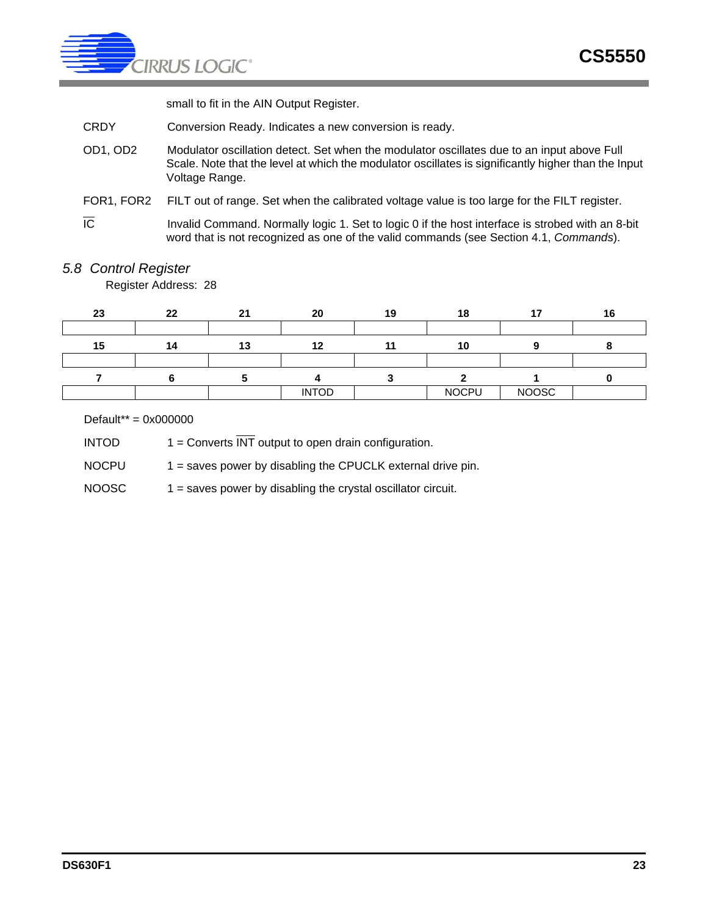small to fit in the AIN Output Register.

CRDY Conversion Ready. Indicates a new conversion is ready.

OD1, OD2 Modulator oscillation detect. Set when the modulator oscillates due to an input above Full Scale. Note that the level at which the modulator oscillates is significantly higher than the Input Voltage Range.

FOR1, FOR2 FILT out of range. Set when the calibrated voltage value is too large for the FILT register.

$\overline{\text{IC}}$ Invalid Command. Normally logic 1. Set to logic 0 if the host interface is strobed with an 8-bit word that is not recognized as one of the valid commands (see Section 4.1, *Commands*).

## *5.8 Control Register*

Register Address: 28

| 23 | 22 | 21 | 20 | 19 | 18 | 17 | 16 |
|---|---|---|---|---|---|---|---|
| | | | | | | | |
| **15** | **14** | **13** | **12** | **11** | **10** | **9** | **8** |
| | | | | | | | |
| **7** | **6** | **5** | **4** | **3** | **2** | **1** | **0** |
| | | | INTOD | | NOCPU | NOOSC | |

Default** = 0x000000

INTOD 1 = Converts $\overline{\text{INT}}$ output to open drain configuration.

NOCPU 1 = saves power by disabling the CPUCLK external drive pin.

NOOSC 1 = saves power by disabling the crystal oscillator circuit.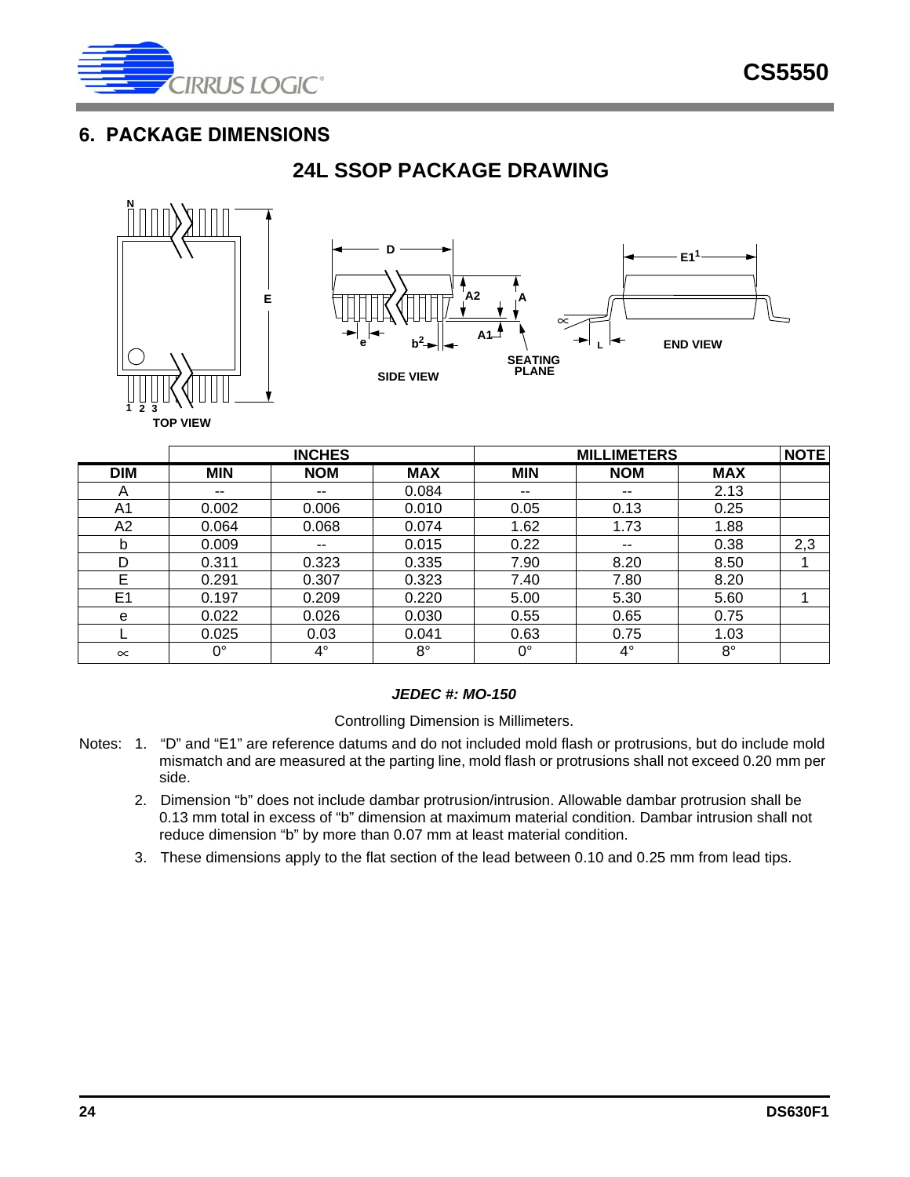## 6. PACKAGE DIMENSIONS

### 24L SSOP PACKAGE DRAWING

N

E

1 2 3

TOP VIEW

D

A2

A

e

b[2]

A1

SEATING PLANE

SIDE VIEW

E1[1]

∝

L

END VIEW

| | INCHES | | | MILLIMETERS | | | NOTE |
|---|---|---|---|---|---|---|---|
| DIM | MIN | NOM | MAX | MIN | NOM | MAX | |
| A | -- | -- | 0.084 | -- | -- | 2.13 | |
| A1 | 0.002 | 0.006 | 0.010 | 0.05 | 0.13 | 0.25 | |
| A2 | 0.064 | 0.068 | 0.074 | 1.62 | 1.73 | 1.88 | |
| b | 0.009 | -- | 0.015 | 0.22 | -- | 0.38 | 2,3 |
| D | 0.311 | 0.323 | 0.335 | 7.90 | 8.20 | 8.50 | 1 |
| E | 0.291 | 0.307 | 0.323 | 7.40 | 7.80 | 8.20 | |
| E1 | 0.197 | 0.209 | 0.220 | 5.00 | 5.30 | 5.60 | 1 |
| e | 0.022 | 0.026 | 0.030 | 0.55 | 0.65 | 0.75 | |
| L | 0.025 | 0.03 | 0.041 | 0.63 | 0.75 | 1.03 | |
| ∝ | 0° | 4° | 8° | 0° | 4° | 8° | |

***JEDEC #: MO-150***

Controlling Dimension is Millimeters.

Notes: 1. "D" and "E1" are reference datums and do not included mold flash or protrusions, but do include mold mismatch and are measured at the parting line, mold flash or protrusions shall not exceed 0.20 mm per side.

2. Dimension "b" does not include dambar protrusion/intrusion. Allowable dambar protrusion shall be 0.13 mm total in excess of "b" dimension at maximum material condition. Dambar intrusion shall not reduce dimension "b" by more than 0.07 mm at least material condition.

3. These dimensions apply to the flat section of the lead between 0.10 and 0.25 mm from lead tips.